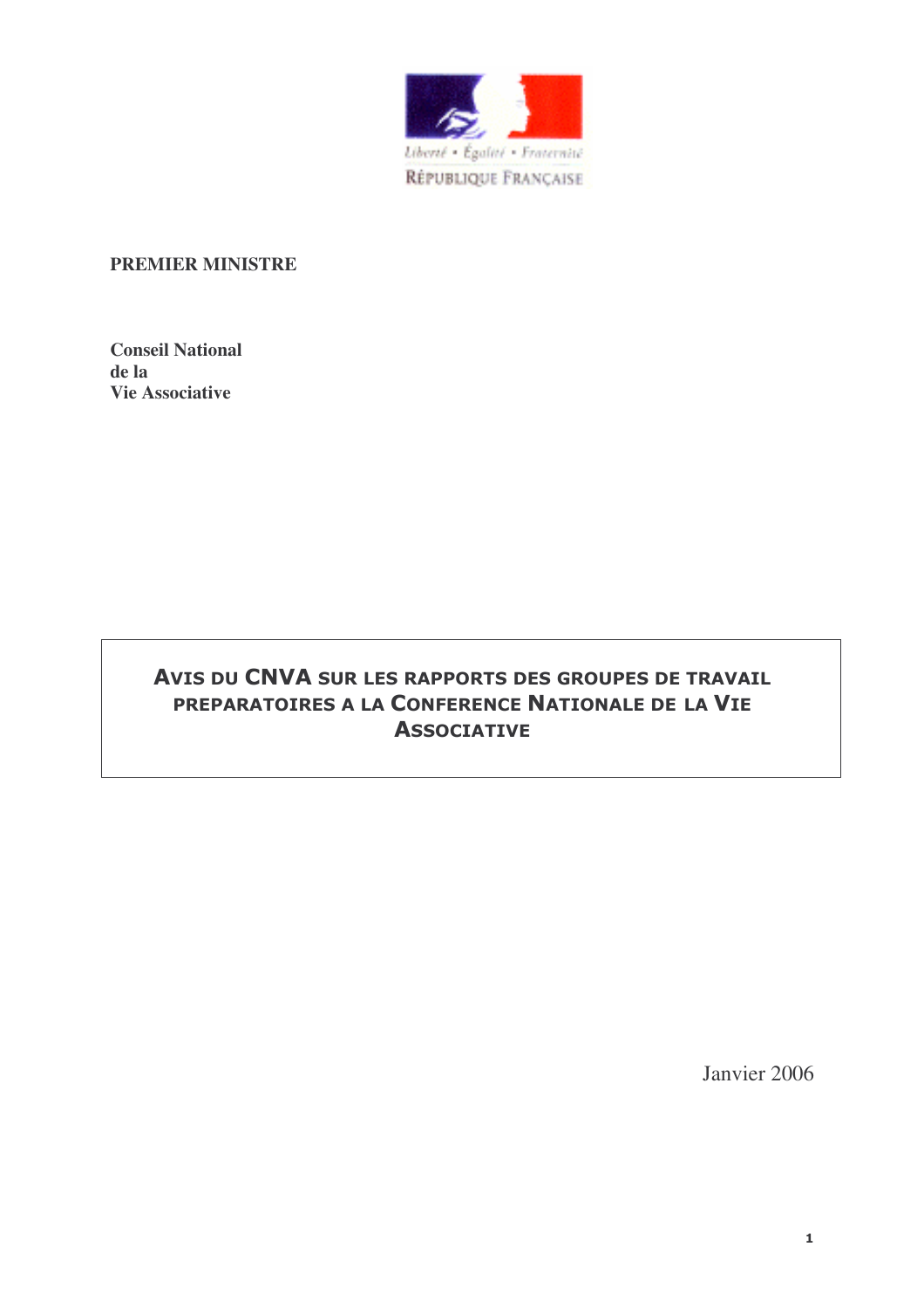Liberté • Égalité • Fraternité

RÉPUBLIQUE FRANÇAISE

**PREMIER MINISTRE**

**Conseil National**
**de la**
**Vie Associative**

# AVIS DU CNVA SUR LES RAPPORTS DES GROUPES DE TRAVAIL PREPARATOIRES A LA CONFERENCE NATIONALE DE LA VIE ASSOCIATIVE

Janvier 2006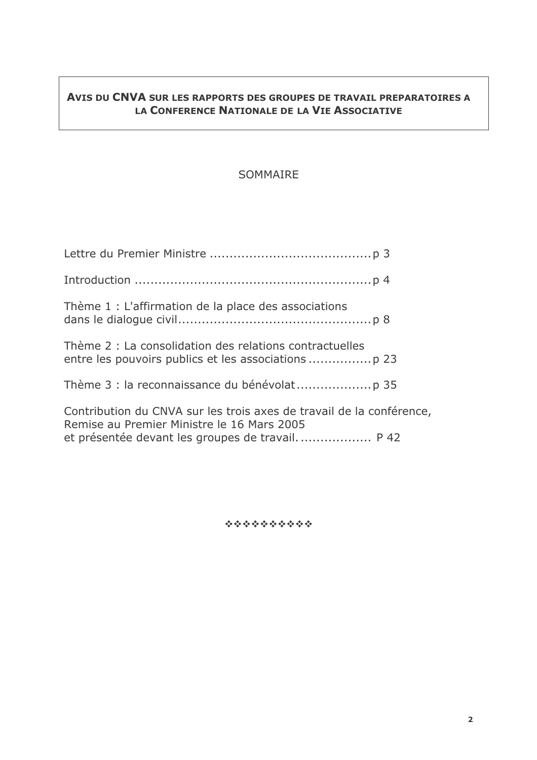**AVIS DU CNVA SUR LES RAPPORTS DES GROUPES DE TRAVAIL PREPARATOIRES A LA CONFERENCE NATIONALE DE LA VIE ASSOCIATIVE**

## SOMMAIRE

Lettre du Premier Ministre ........................................ p 3

Introduction .......................................................... p 4

Thème 1 : L'affirmation de la place des associations dans le dialogue civil................................................ p 8

Thème 2 : La consolidation des relations contractuelles entre les pouvoirs publics et les associations ................ p 23

Thème 3 : la reconnaissance du bénévolat.................. p 35

Contribution du CNVA sur les trois axes de travail de la conférence, Remise au Premier Ministre le 16 Mars 2005 et présentée devant les groupes de travail.................. P 42

❖❖❖❖❖❖❖❖❖❖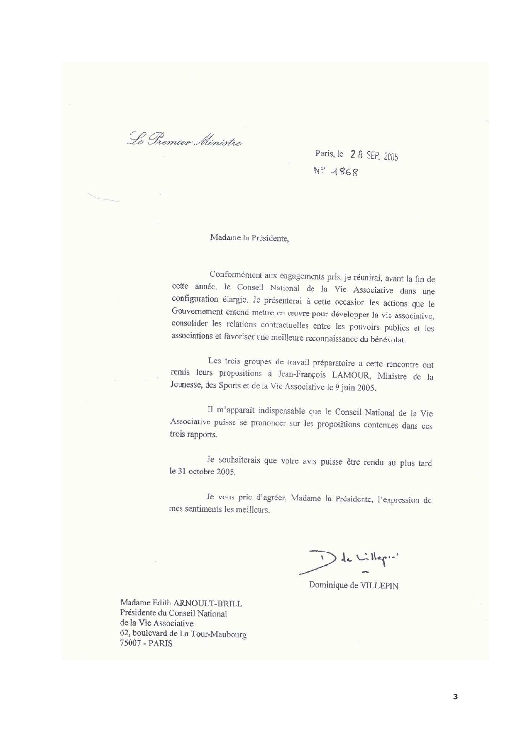*Le Premier Ministre*

Paris, le 28 SEP. 2005

N° 1868

Madame la Présidente,

Conformément aux engagements pris, je réunirai, avant la fin de cette année, le Conseil National de la Vie Associative dans une configuration élargie. Je présenterai à cette occasion les actions que le Gouvernement entend mettre en œuvre pour développer la vie associative, consolider les relations contractuelles entre les pouvoirs publics et les associations et favoriser une meilleure reconnaissance du bénévolat.

Les trois groupes de travail préparatoire à cette rencontre ont remis leurs propositions à Jean-François LAMOUR, Ministre de la Jeunesse, des Sports et de la Vie Associative le 9 juin 2005.

Il m'apparaît indispensable que le Conseil National de la Vie Associative puisse se prononcer sur les propositions contenues dans ces trois rapports.

Je souhaiterais que votre avis puisse être rendu au plus tard le 31 octobre 2005.

Je vous prie d'agréer, Madame la Présidente, l'expression de mes sentiments les meilleurs.

Dominique de VILLEPIN

Madame Edith ARNOULT-BRILL
Présidente du Conseil National
de la Vie Associative
62, boulevard de La Tour-Maubourg
75007 - PARIS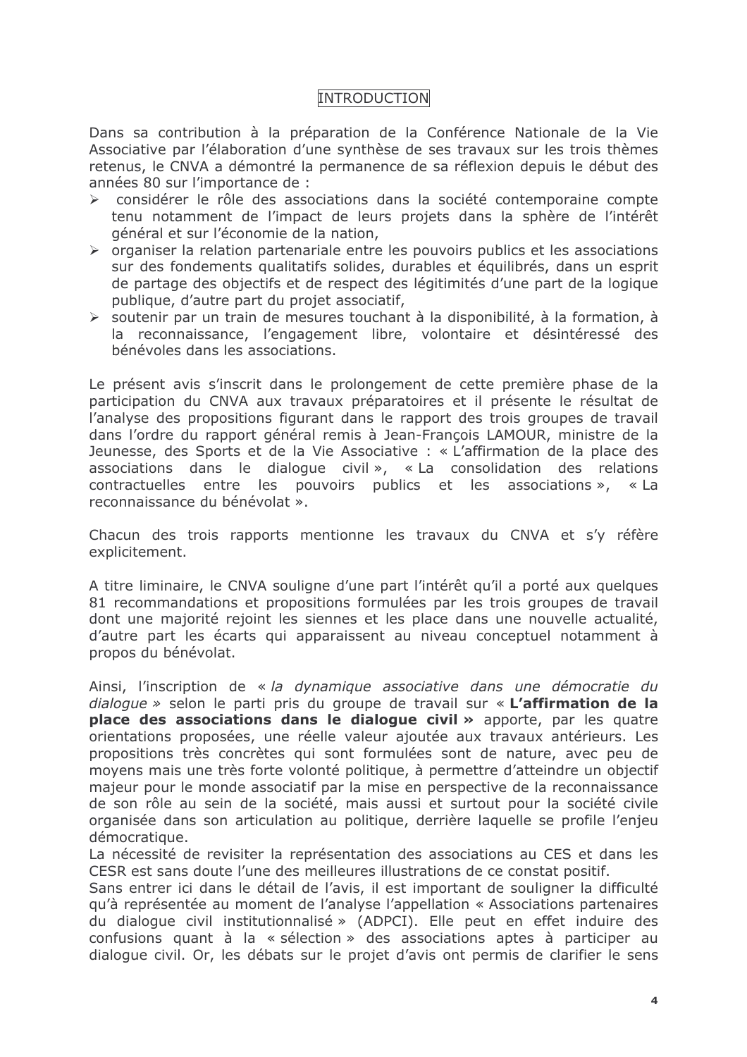## INTRODUCTION

Dans sa contribution à la préparation de la Conférence Nationale de la Vie Associative par l'élaboration d'une synthèse de ses travaux sur les trois thèmes retenus, le CNVA a démontré la permanence de sa réflexion depuis le début des années 80 sur l'importance de :

- considérer le rôle des associations dans la société contemporaine compte tenu notamment de l'impact de leurs projets dans la sphère de l'intérêt général et sur l'économie de la nation,
- organiser la relation partenariale entre les pouvoirs publics et les associations sur des fondements qualitatifs solides, durables et équilibrés, dans un esprit de partage des objectifs et de respect des légitimités d'une part de la logique publique, d'autre part du projet associatif,
- soutenir par un train de mesures touchant à la disponibilité, à la formation, à la reconnaissance, l'engagement libre, volontaire et désintéressé des bénévoles dans les associations.

Le présent avis s'inscrit dans le prolongement de cette première phase de la participation du CNVA aux travaux préparatoires et il présente le résultat de l'analyse des propositions figurant dans le rapport des trois groupes de travail dans l'ordre du rapport général remis à Jean-François LAMOUR, ministre de la Jeunesse, des Sports et de la Vie Associative : « L'affirmation de la place des associations dans le dialogue civil », « La consolidation des relations contractuelles entre les pouvoirs publics et les associations », « La reconnaissance du bénévolat ».

Chacun des trois rapports mentionne les travaux du CNVA et s'y réfère explicitement.

A titre liminaire, le CNVA souligne d'une part l'intérêt qu'il a porté aux quelques 81 recommandations et propositions formulées par les trois groupes de travail dont une majorité rejoint les siennes et les place dans une nouvelle actualité, d'autre part les écarts qui apparaissent au niveau conceptuel notamment à propos du bénévolat.

Ainsi, l'inscription de « *la dynamique associative dans une démocratie du dialogue* » selon le parti pris du groupe de travail sur « **L'affirmation de la place des associations dans le dialogue civil »** apporte, par les quatre orientations proposées, une réelle valeur ajoutée aux travaux antérieurs. Les propositions très concrètes qui sont formulées sont de nature, avec peu de moyens mais une très forte volonté politique, à permettre d'atteindre un objectif majeur pour le monde associatif par la mise en perspective de la reconnaissance de son rôle au sein de la société, mais aussi et surtout pour la société civile organisée dans son articulation au politique, derrière laquelle se profile l'enjeu démocratique.
La nécessité de revisiter la représentation des associations au CES et dans les CESR est sans doute l'une des meilleures illustrations de ce constat positif.
Sans entrer ici dans le détail de l'avis, il est important de souligner la difficulté qu'à représentée au moment de l'analyse l'appellation « Associations partenaires du dialogue civil institutionnalisé » (ADPCI). Elle peut en effet induire des confusions quant à la « sélection » des associations aptes à participer au dialogue civil. Or, les débats sur le projet d'avis ont permis de clarifier le sens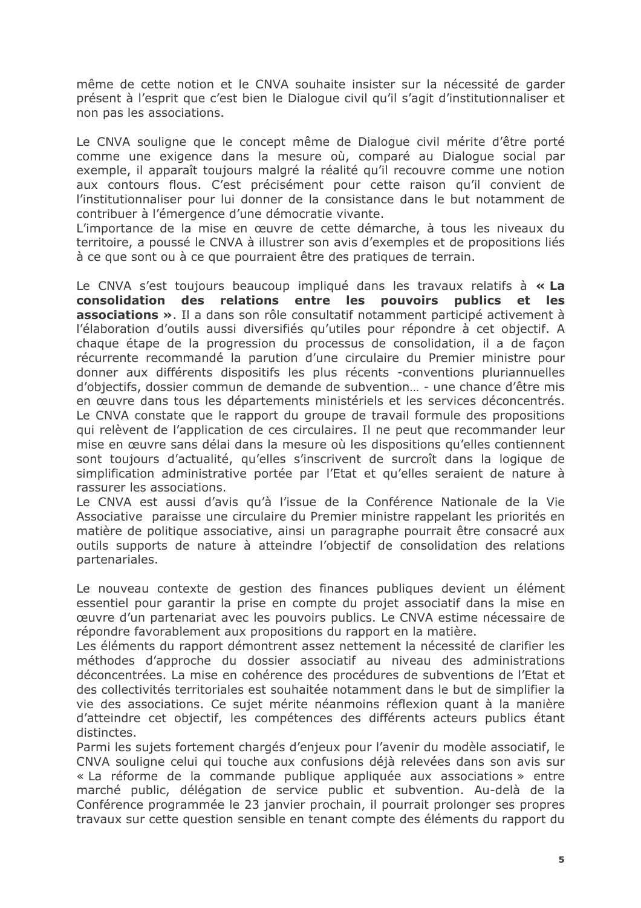même de cette notion et le CNVA souhaite insister sur la nécessité de garder présent à l'esprit que c'est bien le Dialogue civil qu'il s'agit d'institutionnaliser et non pas les associations.

Le CNVA souligne que le concept même de Dialogue civil mérite d'être porté comme une exigence dans la mesure où, comparé au Dialogue social par exemple, il apparaît toujours malgré la réalité qu'il recouvre comme une notion aux contours flous. C'est précisément pour cette raison qu'il convient de l'institutionnaliser pour lui donner de la consistance dans le but notamment de contribuer à l'émergence d'une démocratie vivante.
L'importance de la mise en œuvre de cette démarche, à tous les niveaux du territoire, a poussé le CNVA à illustrer son avis d'exemples et de propositions liés à ce que sont ou à ce que pourraient être des pratiques de terrain.

Le CNVA s'est toujours beaucoup impliqué dans les travaux relatifs à **« La consolidation des relations entre les pouvoirs publics et les associations »**. Il a dans son rôle consultatif notamment participé activement à l'élaboration d'outils aussi diversifiés qu'utiles pour répondre à cet objectif. A chaque étape de la progression du processus de consolidation, il a de façon récurrente recommandé la parution d'une circulaire du Premier ministre pour donner aux différents dispositifs les plus récents -conventions pluriannuelles d'objectifs, dossier commun de demande de subvention… - une chance d'être mis en œuvre dans tous les départements ministériels et les services déconcentrés.
Le CNVA constate que le rapport du groupe de travail formule des propositions qui relèvent de l'application de ces circulaires. Il ne peut que recommander leur mise en œuvre sans délai dans la mesure où les dispositions qu'elles contiennent sont toujours d'actualité, qu'elles s'inscrivent de surcroît dans la logique de simplification administrative portée par l'Etat et qu'elles seraient de nature à rassurer les associations.
Le CNVA est aussi d'avis qu'à l'issue de la Conférence Nationale de la Vie Associative paraisse une circulaire du Premier ministre rappelant les priorités en matière de politique associative, ainsi un paragraphe pourrait être consacré aux outils supports de nature à atteindre l'objectif de consolidation des relations partenariales.

Le nouveau contexte de gestion des finances publiques devient un élément essentiel pour garantir la prise en compte du projet associatif dans la mise en œuvre d'un partenariat avec les pouvoirs publics. Le CNVA estime nécessaire de répondre favorablement aux propositions du rapport en la matière.
Les éléments du rapport démontrent assez nettement la nécessité de clarifier les méthodes d'approche du dossier associatif au niveau des administrations déconcentrées. La mise en cohérence des procédures de subventions de l'Etat et des collectivités territoriales est souhaitée notamment dans le but de simplifier la vie des associations. Ce sujet mérite néanmoins réflexion quant à la manière d'atteindre cet objectif, les compétences des différents acteurs publics étant distinctes.
Parmi les sujets fortement chargés d'enjeux pour l'avenir du modèle associatif, le CNVA souligne celui qui touche aux confusions déjà relevées dans son avis sur « La réforme de la commande publique appliquée aux associations » entre marché public, délégation de service public et subvention. Au-delà de la Conférence programmée le 23 janvier prochain, il pourrait prolonger ses propres travaux sur cette question sensible en tenant compte des éléments du rapport du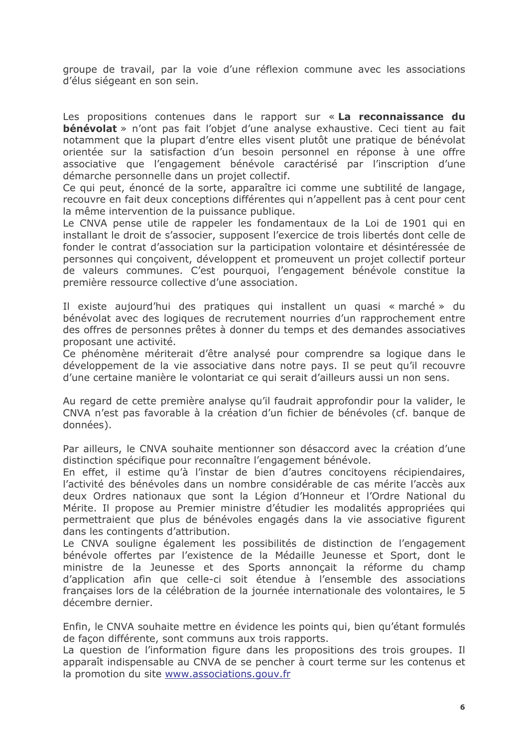groupe de travail, par la voie d'une réflexion commune avec les associations d'élus siégeant en son sein.

Les propositions contenues dans le rapport sur « **La reconnaissance du bénévolat** » n'ont pas fait l'objet d'une analyse exhaustive. Ceci tient au fait notamment que la plupart d'entre elles visent plutôt une pratique de bénévolat orientée sur la satisfaction d'un besoin personnel en réponse à une offre associative que l'engagement bénévole caractérisé par l'inscription d'une démarche personnelle dans un projet collectif.
Ce qui peut, énoncé de la sorte, apparaître ici comme une subtilité de langage, recouvre en fait deux conceptions différentes qui n'appellent pas à cent pour cent la même intervention de la puissance publique.
Le CNVA pense utile de rappeler les fondamentaux de la Loi de 1901 qui en installant le droit de s'associer, supposent l'exercice de trois libertés dont celle de fonder le contrat d'association sur la participation volontaire et désintéressée de personnes qui conçoivent, développent et promeuvent un projet collectif porteur de valeurs communes. C'est pourquoi, l'engagement bénévole constitue la première ressource collective d'une association.

Il existe aujourd'hui des pratiques qui installent un quasi « marché » du bénévolat avec des logiques de recrutement nourries d'un rapprochement entre des offres de personnes prêtes à donner du temps et des demandes associatives proposant une activité.
Ce phénomène mériterait d'être analysé pour comprendre sa logique dans le développement de la vie associative dans notre pays. Il se peut qu'il recouvre d'une certaine manière le volontariat ce qui serait d'ailleurs aussi un non sens.

Au regard de cette première analyse qu'il faudrait approfondir pour la valider, le CNVA n'est pas favorable à la création d'un fichier de bénévoles (cf. banque de données).

Par ailleurs, le CNVA souhaite mentionner son désaccord avec la création d'une distinction spécifique pour reconnaître l'engagement bénévole.
En effet, il estime qu'à l'instar de bien d'autres concitoyens récipiendaires, l'activité des bénévoles dans un nombre considérable de cas mérite l'accès aux deux Ordres nationaux que sont la Légion d'Honneur et l'Ordre National du Mérite. Il propose au Premier ministre d'étudier les modalités appropriées qui permettraient que plus de bénévoles engagés dans la vie associative figurent dans les contingents d'attribution.
Le CNVA souligne également les possibilités de distinction de l'engagement bénévole offertes par l'existence de la Médaille Jeunesse et Sport, dont le ministre de la Jeunesse et des Sports annonçait la réforme du champ d'application afin que celle-ci soit étendue à l'ensemble des associations françaises lors de la célébration de la journée internationale des volontaires, le 5 décembre dernier.

Enfin, le CNVA souhaite mettre en évidence les points qui, bien qu'étant formulés de façon différente, sont communs aux trois rapports.
La question de l'information figure dans les propositions des trois groupes. Il apparaît indispensable au CNVA de se pencher à court terme sur les contenus et la promotion du site www.associations.gouv.fr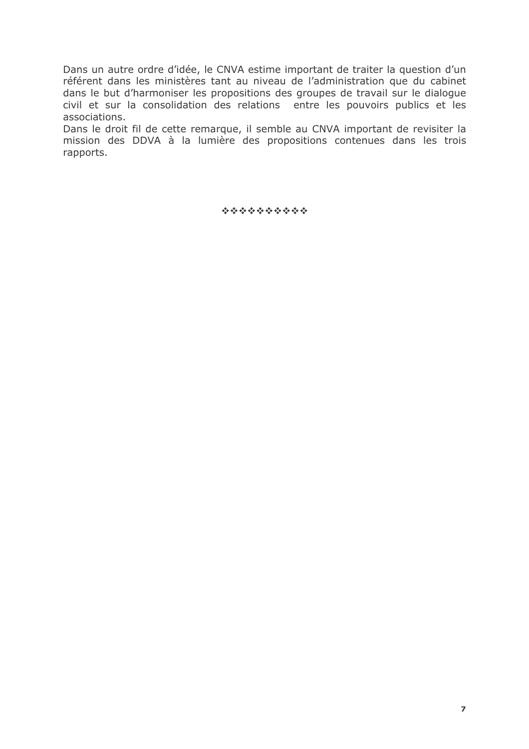Dans un autre ordre d'idée, le CNVA estime important de traiter la question d'un référent dans les ministères tant au niveau de l'administration que du cabinet dans le but d'harmoniser les propositions des groupes de travail sur le dialogue civil et sur la consolidation des relations entre les pouvoirs publics et les associations.
Dans le droit fil de cette remarque, il semble au CNVA important de revisiter la mission des DDVA à la lumière des propositions contenues dans les trois rapports.

❖❖❖❖❖❖❖❖❖❖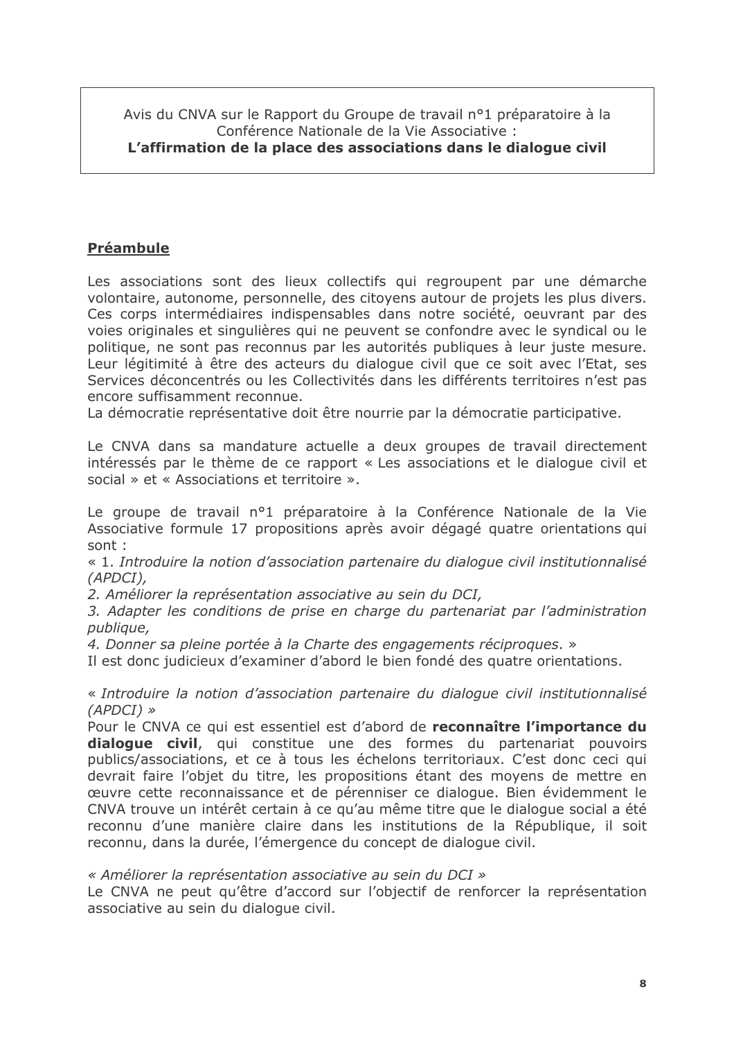Avis du CNVA sur le Rapport du Groupe de travail n°1 préparatoire à la Conférence Nationale de la Vie Associative :
**L'affirmation de la place des associations dans le dialogue civil**

## Préambule

Les associations sont des lieux collectifs qui regroupent par une démarche volontaire, autonome, personnelle, des citoyens autour de projets les plus divers. Ces corps intermédiaires indispensables dans notre société, oeuvrant par des voies originales et singulières qui ne peuvent se confondre avec le syndical ou le politique, ne sont pas reconnus par les autorités publiques à leur juste mesure. Leur légitimité à être des acteurs du dialogue civil que ce soit avec l'Etat, ses Services déconcentrés ou les Collectivités dans les différents territoires n'est pas encore suffisamment reconnue.
La démocratie représentative doit être nourrie par la démocratie participative.

Le CNVA dans sa mandature actuelle a deux groupes de travail directement intéressés par le thème de ce rapport « Les associations et le dialogue civil et social » et « Associations et territoire ».

Le groupe de travail n°1 préparatoire à la Conférence Nationale de la Vie Associative formule 17 propositions après avoir dégagé quatre orientations qui sont :
« 1. *Introduire la notion d'association partenaire du dialogue civil institutionnalisé (APDCI),*
*2. Améliorer la représentation associative au sein du DCI,*
*3. Adapter les conditions de prise en charge du partenariat par l'administration publique,*
*4. Donner sa pleine portée à la Charte des engagements réciproques*. »
Il est donc judicieux d'examiner d'abord le bien fondé des quatre orientations.

*« Introduire la notion d'association partenaire du dialogue civil institutionnalisé (APDCI) »*
Pour le CNVA ce qui est essentiel est d'abord de **reconnaître l'importance du dialogue civil**, qui constitue une des formes du partenariat pouvoirs publics/associations, et ce à tous les échelons territoriaux. C'est donc ceci qui devrait faire l'objet du titre, les propositions étant des moyens de mettre en œuvre cette reconnaissance et de pérenniser ce dialogue. Bien évidemment le CNVA trouve un intérêt certain à ce qu'au même titre que le dialogue social a été reconnu d'une manière claire dans les institutions de la République, il soit reconnu, dans la durée, l'émergence du concept de dialogue civil.

*« Améliorer la représentation associative au sein du DCI »*
Le CNVA ne peut qu'être d'accord sur l'objectif de renforcer la représentation associative au sein du dialogue civil.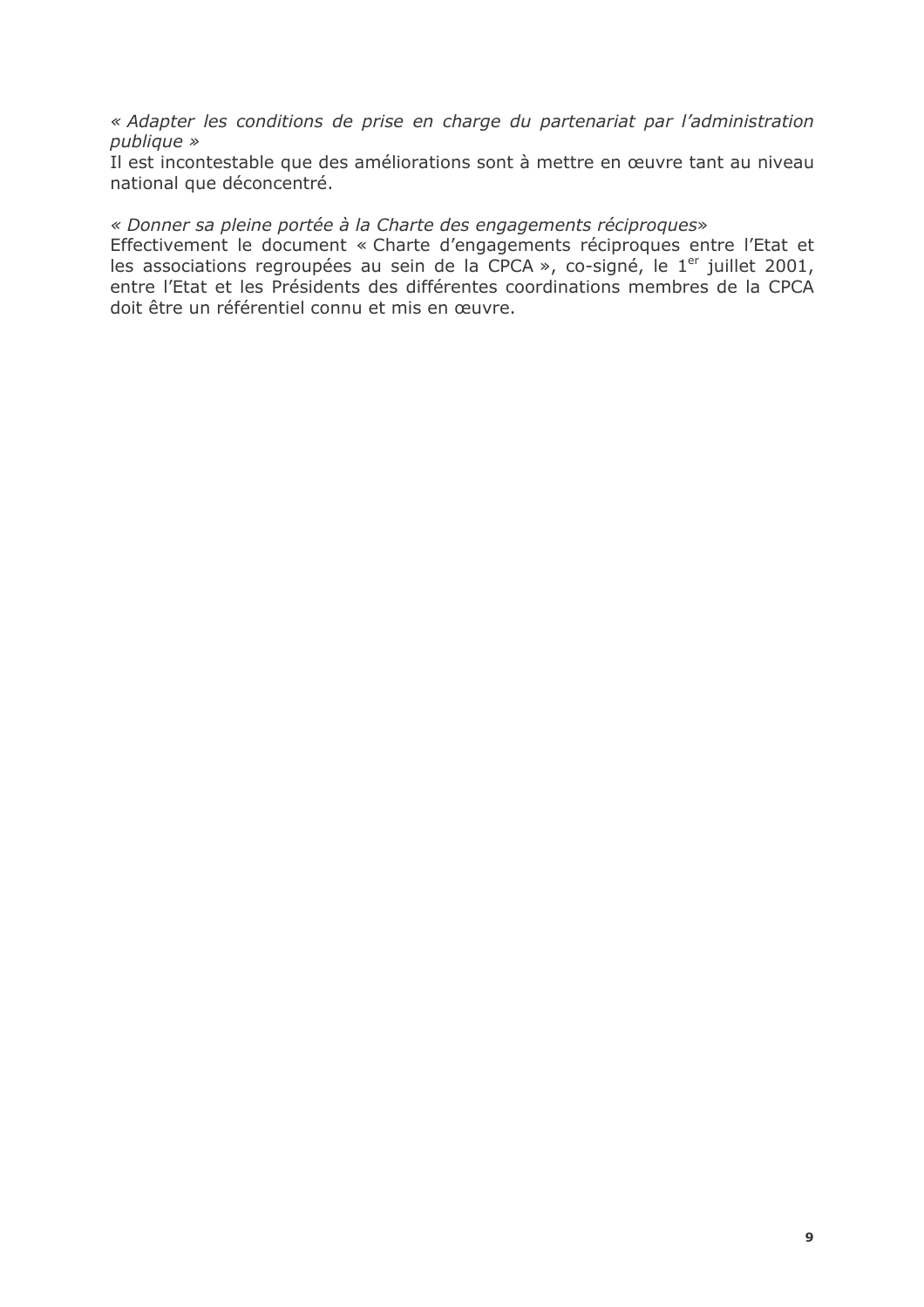*« Adapter les conditions de prise en charge du partenariat par l'administration publique »*
Il est incontestable que des améliorations sont à mettre en œuvre tant au niveau national que déconcentré.

*« Donner sa pleine portée à la Charte des engagements réciproques»*
Effectivement le document « Charte d'engagements réciproques entre l'Etat et les associations regroupées au sein de la CPCA », co-signé, le 1er juillet 2001, entre l'Etat et les Présidents des différentes coordinations membres de la CPCA doit être un référentiel connu et mis en œuvre.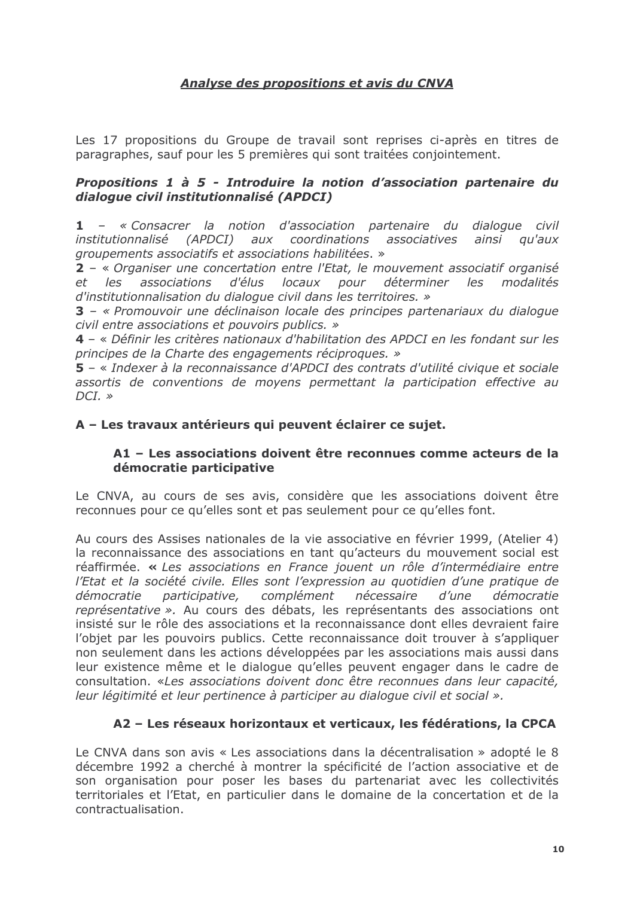## *Analyse des propositions et avis du CNVA*

Les 17 propositions du Groupe de travail sont reprises ci-après en titres de paragraphes, sauf pour les 5 premières qui sont traitées conjointement.

### *Propositions 1 à 5 - Introduire la notion d'association partenaire du dialogue civil institutionnalisé (APDCI)*

**1** – *« Consacrer la notion d'association partenaire du dialogue civil institutionnalisé (APDCI) aux coordinations associatives ainsi qu'aux groupements associatifs et associations habilitées*. »

**2** – « *Organiser une concertation entre l'Etat, le mouvement associatif organisé et les associations d'élus locaux pour déterminer les modalités d'institutionnalisation du dialogue civil dans les territoires. »*

**3** – *« Promouvoir une déclinaison locale des principes partenariaux du dialogue civil entre associations et pouvoirs publics. »*

**4** – « *Définir les critères nationaux d'habilitation des APDCI en les fondant sur les principes de la Charte des engagements réciproques. »*

**5** – « *Indexer à la reconnaissance d'APDCI des contrats d'utilité civique et sociale assortis de conventions de moyens permettant la participation effective au DCI. »*

### A – Les travaux antérieurs qui peuvent éclairer ce sujet.

#### A1 – Les associations doivent être reconnues comme acteurs de la démocratie participative

Le CNVA, au cours de ses avis, considère que les associations doivent être reconnues pour ce qu'elles sont et pas seulement pour ce qu'elles font.

Au cours des Assises nationales de la vie associative en février 1999, (Atelier 4) la reconnaissance des associations en tant qu'acteurs du mouvement social est réaffirmée. **«** *Les associations en France jouent un rôle d'intermédiaire entre l'Etat et la société civile. Elles sont l'expression au quotidien d'une pratique de démocratie participative, complément nécessaire d'une démocratie représentative ».* Au cours des débats, les représentants des associations ont insisté sur le rôle des associations et la reconnaissance dont elles devraient faire l'objet par les pouvoirs publics. Cette reconnaissance doit trouver à s'appliquer non seulement dans les actions développées par les associations mais aussi dans leur existence même et le dialogue qu'elles peuvent engager dans le cadre de consultation. «*Les associations doivent donc être reconnues dans leur capacité, leur légitimité et leur pertinence à participer au dialogue civil et social ».*

#### A2 – Les réseaux horizontaux et verticaux, les fédérations, la CPCA

Le CNVA dans son avis « Les associations dans la décentralisation » adopté le 8 décembre 1992 a cherché à montrer la spécificité de l'action associative et de son organisation pour poser les bases du partenariat avec les collectivités territoriales et l'Etat, en particulier dans le domaine de la concertation et de la contractualisation.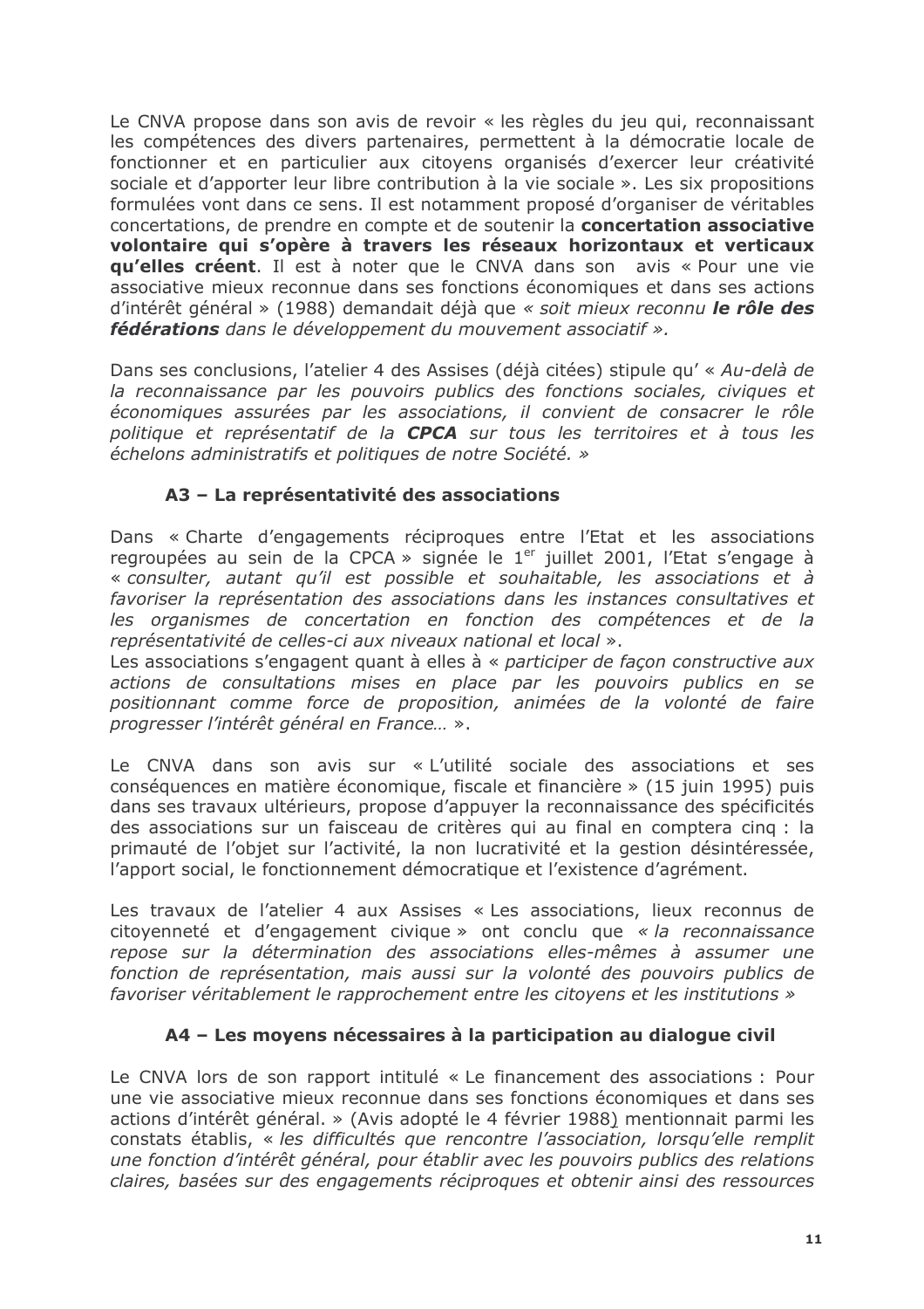Le CNVA propose dans son avis de revoir « les règles du jeu qui, reconnaissant les compétences des divers partenaires, permettent à la démocratie locale de fonctionner et en particulier aux citoyens organisés d'exercer leur créativité sociale et d'apporter leur libre contribution à la vie sociale ». Les six propositions formulées vont dans ce sens. Il est notamment proposé d'organiser de véritables concertations, de prendre en compte et de soutenir la **concertation associative volontaire qui s'opère à travers les réseaux horizontaux et verticaux qu'elles créent**. Il est à noter que le CNVA dans son avis « Pour une vie associative mieux reconnue dans ses fonctions économiques et dans ses actions d'intérêt général » (1988) demandait déjà que *« soit mieux reconnu* ***le rôle des fédérations*** *dans le développement du mouvement associatif ».*

Dans ses conclusions, l'atelier 4 des Assises (déjà citées) stipule qu' « *Au-delà de la reconnaissance par les pouvoirs publics des fonctions sociales, civiques et économiques assurées par les associations, il convient de consacrer le rôle politique et représentatif de la* ***CPCA*** *sur tous les territoires et à tous les échelons administratifs et politiques de notre Société.* »

### A3 – La représentativité des associations

Dans « Charte d'engagements réciproques entre l'Etat et les associations regroupées au sein de la CPCA » signée le 1er juillet 2001, l'Etat s'engage à « *consulter, autant qu'il est possible et souhaitable, les associations et à favoriser la représentation des associations dans les instances consultatives et les organismes de concertation en fonction des compétences et de la représentativité de celles-ci aux niveaux national et local* ».
Les associations s'engagent quant à elles à « *participer de façon constructive aux actions de consultations mises en place par les pouvoirs publics en se positionnant comme force de proposition, animées de la volonté de faire progresser l'intérêt général en France…* ».

Le CNVA dans son avis sur « L'utilité sociale des associations et ses conséquences en matière économique, fiscale et financière » (15 juin 1995) puis dans ses travaux ultérieurs, propose d'appuyer la reconnaissance des spécificités des associations sur un faisceau de critères qui au final en comptera cinq : la primauté de l'objet sur l'activité, la non lucrativité et la gestion désintéressée, l'apport social, le fonctionnement démocratique et l'existence d'agrément.

Les travaux de l'atelier 4 aux Assises « Les associations, lieux reconnus de citoyenneté et d'engagement civique » ont conclu que *« la reconnaissance repose sur la détermination des associations elles-mêmes à assumer une fonction de représentation, mais aussi sur la volonté des pouvoirs publics de favoriser véritablement le rapprochement entre les citoyens et les institutions »*

### A4 – Les moyens nécessaires à la participation au dialogue civil

Le CNVA lors de son rapport intitulé « Le financement des associations : Pour une vie associative mieux reconnue dans ses fonctions économiques et dans ses actions d'intérêt général. » (Avis adopté le 4 février 1988) mentionnait parmi les constats établis, « *les difficultés que rencontre l'association, lorsqu'elle remplit une fonction d'intérêt général, pour établir avec les pouvoirs publics des relations claires, basées sur des engagements réciproques et obtenir ainsi des ressources*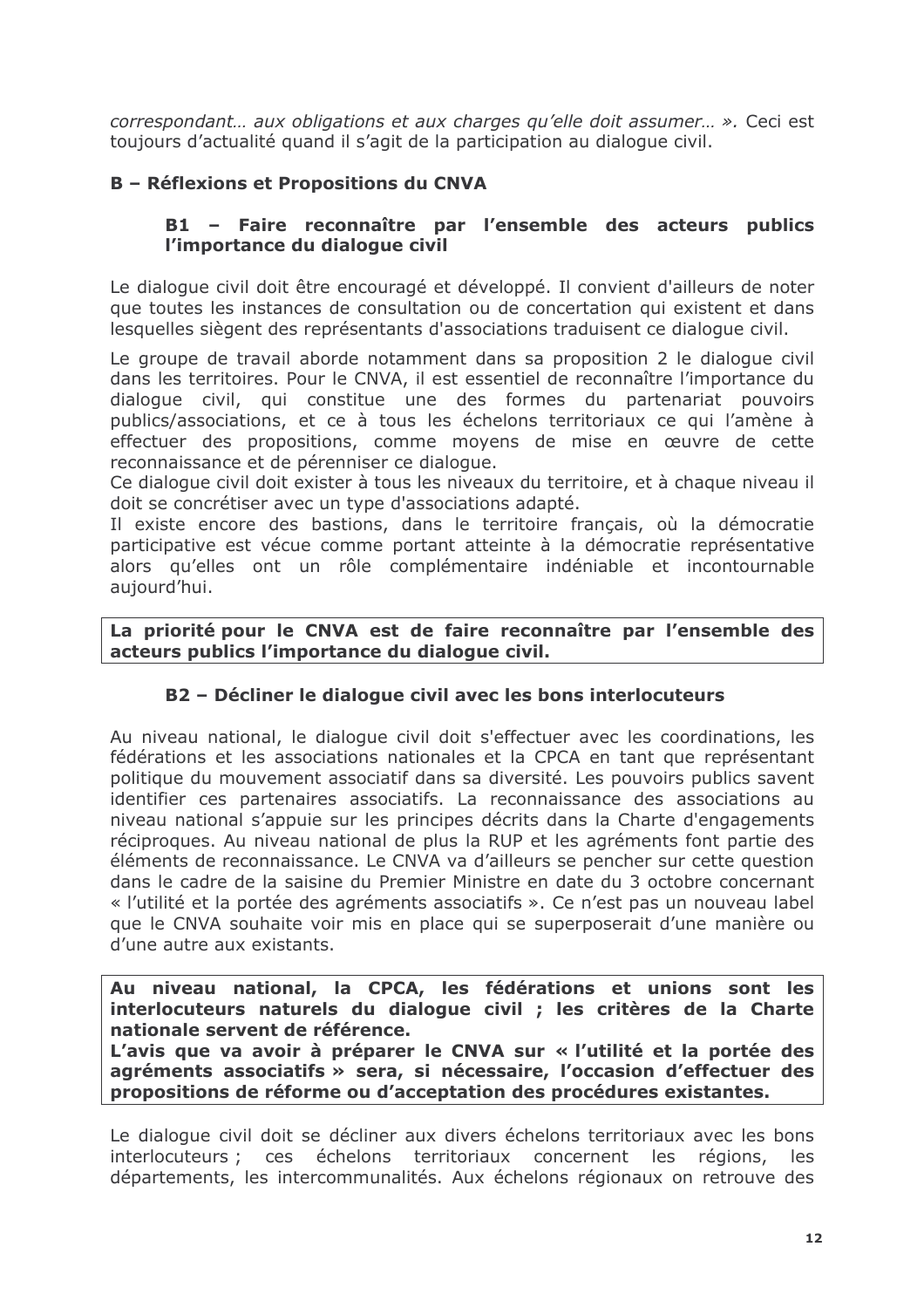*correspondant… aux obligations et aux charges qu'elle doit assumer… ».* Ceci est toujours d'actualité quand il s'agit de la participation au dialogue civil.

## B – Réflexions et Propositions du CNVA

### B1 – Faire reconnaître par l'ensemble des acteurs publics l'importance du dialogue civil

Le dialogue civil doit être encouragé et développé. Il convient d'ailleurs de noter que toutes les instances de consultation ou de concertation qui existent et dans lesquelles siègent des représentants d'associations traduisent ce dialogue civil.

Le groupe de travail aborde notamment dans sa proposition 2 le dialogue civil dans les territoires. Pour le CNVA, il est essentiel de reconnaître l'importance du dialogue civil, qui constitue une des formes du partenariat pouvoirs publics/associations, et ce à tous les échelons territoriaux ce qui l'amène à effectuer des propositions, comme moyens de mise en œuvre de cette reconnaissance et de pérenniser ce dialogue.
Ce dialogue civil doit exister à tous les niveaux du territoire, et à chaque niveau il doit se concrétiser avec un type d'associations adapté.
Il existe encore des bastions, dans le territoire français, où la démocratie participative est vécue comme portant atteinte à la démocratie représentative alors qu'elles ont un rôle complémentaire indéniable et incontournable aujourd'hui.

**La priorité pour le CNVA est de faire reconnaître par l'ensemble des acteurs publics l'importance du dialogue civil.**

### B2 – Décliner le dialogue civil avec les bons interlocuteurs

Au niveau national, le dialogue civil doit s'effectuer avec les coordinations, les fédérations et les associations nationales et la CPCA en tant que représentant politique du mouvement associatif dans sa diversité. Les pouvoirs publics savent identifier ces partenaires associatifs. La reconnaissance des associations au niveau national s'appuie sur les principes décrits dans la Charte d'engagements réciproques. Au niveau national de plus la RUP et les agréments font partie des éléments de reconnaissance. Le CNVA va d'ailleurs se pencher sur cette question dans le cadre de la saisine du Premier Ministre en date du 3 octobre concernant « l'utilité et la portée des agréments associatifs ». Ce n'est pas un nouveau label que le CNVA souhaite voir mis en place qui se superposerait d'une manière ou d'une autre aux existants.

**Au niveau national, la CPCA, les fédérations et unions sont les interlocuteurs naturels du dialogue civil ; les critères de la Charte nationale servent de référence.**
**L'avis que va avoir à préparer le CNVA sur « l'utilité et la portée des agréments associatifs » sera, si nécessaire, l'occasion d'effectuer des propositions de réforme ou d'acceptation des procédures existantes.**

Le dialogue civil doit se décliner aux divers échelons territoriaux avec les bons interlocuteurs ; ces échelons territoriaux concernent les régions, les départements, les intercommunalités. Aux échelons régionaux on retrouve des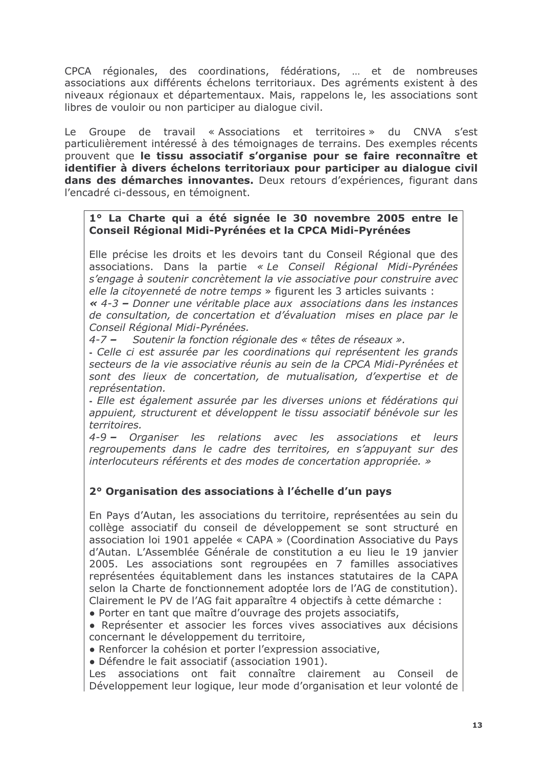CPCA régionales, des coordinations, fédérations, … et de nombreuses associations aux différents échelons territoriaux. Des agréments existent à des niveaux régionaux et départementaux. Mais, rappelons le, les associations sont libres de vouloir ou non participer au dialogue civil.

Le Groupe de travail « Associations et territoires » du CNVA s'est particulièrement intéressé à des témoignages de terrains. Des exemples récents prouvent que **le tissu associatif s'organise pour se faire reconnaître et identifier à divers échelons territoriaux pour participer au dialogue civil dans des démarches innovantes.** Deux retours d'expériences, figurant dans l'encadré ci-dessous, en témoignent.

**1° La Charte qui a été signée le 30 novembre 2005 entre le Conseil Régional Midi-Pyrénées et la CPCA Midi-Pyrénées**

Elle précise les droits et les devoirs tant du Conseil Régional que des associations. Dans la partie *« Le Conseil Régional Midi-Pyrénées s'engage à soutenir concrètement la vie associative pour construire avec elle la citoyenneté de notre temps* » figurent les 3 articles suivants :

**«** *4-3* **–** *Donner une véritable place aux associations dans les instances de consultation, de concertation et d'évaluation mises en place par le Conseil Régional Midi-Pyrénées.*

*4-7* **–** *Soutenir la fonction régionale des « têtes de réseaux ».*

- *Celle ci est assurée par les coordinations qui représentent les grands secteurs de la vie associative réunis au sein de la CPCA Midi-Pyrénées et sont des lieux de concertation, de mutualisation, d'expertise et de représentation.*
- *Elle est également assurée par les diverses unions et fédérations qui appuient, structurent et développent le tissu associatif bénévole sur les territoires.*

*4-9* **–** *Organiser les relations avec les associations et leurs regroupements dans le cadre des territoires, en s'appuyant sur des interlocuteurs référents et des modes de concertation appropriée. »*

**2° Organisation des associations à l'échelle d'un pays**

En Pays d'Autan, les associations du territoire, représentées au sein du collège associatif du conseil de développement se sont structuré en association loi 1901 appelée « CAPA » (Coordination Associative du Pays d'Autan. L'Assemblée Générale de constitution a eu lieu le 19 janvier 2005. Les associations sont regroupées en 7 familles associatives représentées équitablement dans les instances statutaires de la CAPA selon la Charte de fonctionnement adoptée lors de l'AG de constitution). Clairement le PV de l'AG fait apparaître 4 objectifs à cette démarche :

- Porter en tant que maître d'ouvrage des projets associatifs,
- Représenter et associer les forces vives associatives aux décisions concernant le développement du territoire,
- Renforcer la cohésion et porter l'expression associative,
- Défendre le fait associatif (association 1901).

Les associations ont fait connaître clairement au Conseil de Développement leur logique, leur mode d'organisation et leur volonté de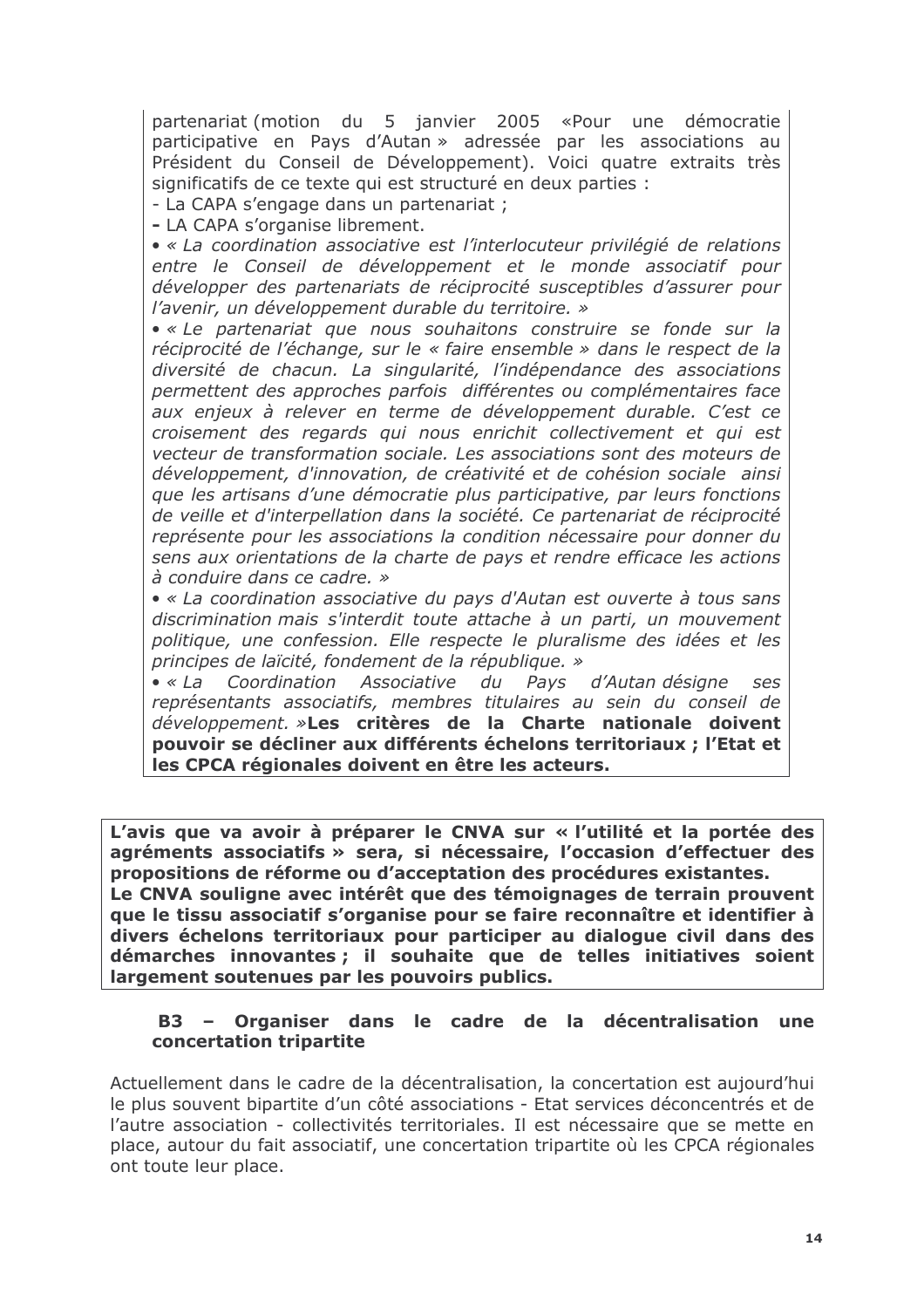partenariat (motion du 5 janvier 2005 «Pour une démocratie participative en Pays d'Autan » adressée par les associations au Président du Conseil de Développement). Voici quatre extraits très significatifs de ce texte qui est structuré en deux parties :

- La CAPA s'engage dans un partenariat ;
- LA CAPA s'organise librement.

• *« La coordination associative est l'interlocuteur privilégié de relations entre le Conseil de développement et le monde associatif pour développer des partenariats de réciprocité susceptibles d'assurer pour l'avenir, un développement durable du territoire. »*

• *« Le partenariat que nous souhaitons construire se fonde sur la réciprocité de l'échange, sur le « faire ensemble » dans le respect de la diversité de chacun. La singularité, l'indépendance des associations permettent des approches parfois différentes ou complémentaires face aux enjeux à relever en terme de développement durable. C'est ce croisement des regards qui nous enrichit collectivement et qui est vecteur de transformation sociale. Les associations sont des moteurs de développement, d'innovation, de créativité et de cohésion sociale ainsi que les artisans d'une démocratie plus participative, par leurs fonctions de veille et d'interpellation dans la société. Ce partenariat de réciprocité représente pour les associations la condition nécessaire pour donner du sens aux orientations de la charte de pays et rendre efficace les actions à conduire dans ce cadre. »*

• *« La coordination associative du pays d'Autan est ouverte à tous sans discrimination mais s'interdit toute attache à un parti, un mouvement politique, une confession. Elle respecte le pluralisme des idées et les principes de laïcité, fondement de la république. »*

• *« La Coordination Associative du Pays d'Autan désigne ses représentants associatifs, membres titulaires au sein du conseil de développement. »* **Les critères de la Charte nationale doivent pouvoir se décliner aux différents échelons territoriaux ; l'Etat et les CPCA régionales doivent en être les acteurs.**

**L'avis que va avoir à préparer le CNVA sur « l'utilité et la portée des agréments associatifs » sera, si nécessaire, l'occasion d'effectuer des propositions de réforme ou d'acceptation des procédures existantes.**
**Le CNVA souligne avec intérêt que des témoignages de terrain prouvent que le tissu associatif s'organise pour se faire reconnaître et identifier à divers échelons territoriaux pour participer au dialogue civil dans des démarches innovantes ; il souhaite que de telles initiatives soient largement soutenues par les pouvoirs publics.**

### B3 – Organiser dans le cadre de la décentralisation une concertation tripartite

Actuellement dans le cadre de la décentralisation, la concertation est aujourd'hui le plus souvent bipartite d'un côté associations - Etat services déconcentrés et de l'autre association - collectivités territoriales. Il est nécessaire que se mette en place, autour du fait associatif, une concertation tripartite où les CPCA régionales ont toute leur place.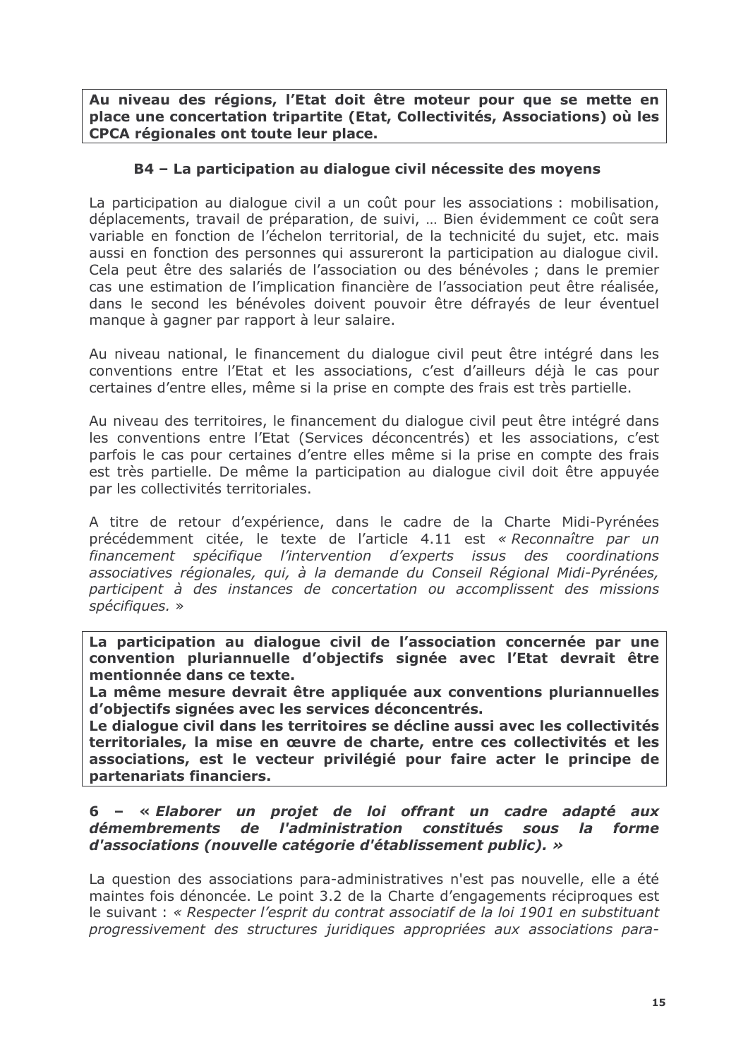**Au niveau des régions, l'Etat doit être moteur pour que se mette en place une concertation tripartite (Etat, Collectivités, Associations) où les CPCA régionales ont toute leur place.**

### B4 – La participation au dialogue civil nécessite des moyens

La participation au dialogue civil a un coût pour les associations : mobilisation, déplacements, travail de préparation, de suivi, … Bien évidemment ce coût sera variable en fonction de l'échelon territorial, de la technicité du sujet, etc. mais aussi en fonction des personnes qui assureront la participation au dialogue civil. Cela peut être des salariés de l'association ou des bénévoles ; dans le premier cas une estimation de l'implication financière de l'association peut être réalisée, dans le second les bénévoles doivent pouvoir être défrayés de leur éventuel manque à gagner par rapport à leur salaire.

Au niveau national, le financement du dialogue civil peut être intégré dans les conventions entre l'Etat et les associations, c'est d'ailleurs déjà le cas pour certaines d'entre elles, même si la prise en compte des frais est très partielle.

Au niveau des territoires, le financement du dialogue civil peut être intégré dans les conventions entre l'Etat (Services déconcentrés) et les associations, c'est parfois le cas pour certaines d'entre elles même si la prise en compte des frais est très partielle. De même la participation au dialogue civil doit être appuyée par les collectivités territoriales.

A titre de retour d'expérience, dans le cadre de la Charte Midi-Pyrénées précédemment citée, le texte de l'article 4.11 est *« Reconnaître par un financement spécifique l'intervention d'experts issus des coordinations associatives régionales, qui, à la demande du Conseil Régional Midi-Pyrénées, participent à des instances de concertation ou accomplissent des missions spécifiques. »*

**La participation au dialogue civil de l'association concernée par une convention pluriannuelle d'objectifs signée avec l'Etat devrait être mentionnée dans ce texte.**
**La même mesure devrait être appliquée aux conventions pluriannuelles d'objectifs signées avec les services déconcentrés.**
**Le dialogue civil dans les territoires se décline aussi avec les collectivités territoriales, la mise en œuvre de charte, entre ces collectivités et les associations, est le vecteur privilégié pour faire acter le principe de partenariats financiers.**

### 6 – « *Elaborer un projet de loi offrant un cadre adapté aux démembrements de l'administration constitués sous la forme d'associations (nouvelle catégorie d'établissement public).* »

La question des associations para-administratives n'est pas nouvelle, elle a été maintes fois dénoncée. Le point 3.2 de la Charte d'engagements réciproques est le suivant : *« Respecter l'esprit du contrat associatif de la loi 1901 en substituant progressivement des structures juridiques appropriées aux associations para-*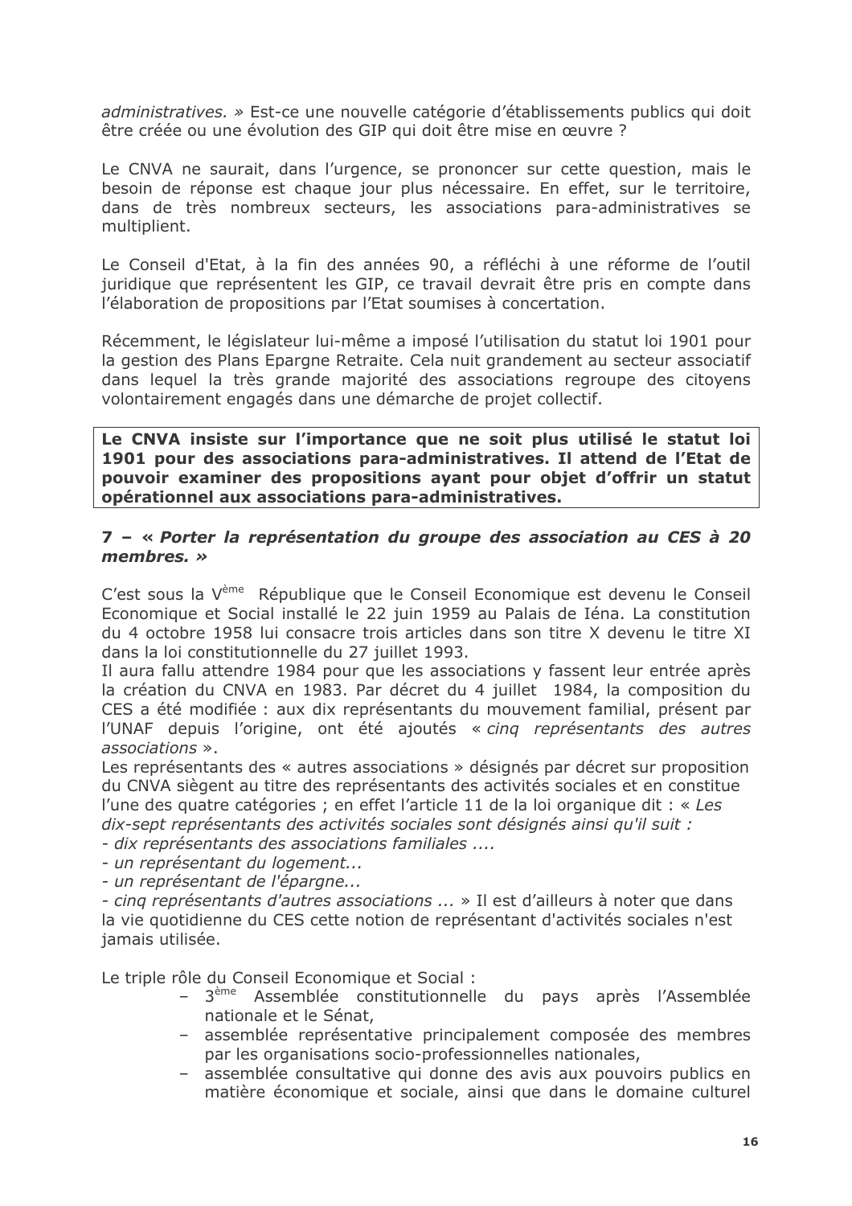*administratives.* » Est-ce une nouvelle catégorie d'établissements publics qui doit être créée ou une évolution des GIP qui doit être mise en œuvre ?

Le CNVA ne saurait, dans l'urgence, se prononcer sur cette question, mais le besoin de réponse est chaque jour plus nécessaire. En effet, sur le territoire, dans de très nombreux secteurs, les associations para-administratives se multiplient.

Le Conseil d'Etat, à la fin des années 90, a réfléchi à une réforme de l'outil juridique que représentent les GIP, ce travail devrait être pris en compte dans l'élaboration de propositions par l'Etat soumises à concertation.

Récemment, le législateur lui-même a imposé l'utilisation du statut loi 1901 pour la gestion des Plans Epargne Retraite. Cela nuit grandement au secteur associatif dans lequel la très grande majorité des associations regroupe des citoyens volontairement engagés dans une démarche de projet collectif.

**Le CNVA insiste sur l'importance que ne soit plus utilisé le statut loi 1901 pour des associations para-administratives. Il attend de l'Etat de pouvoir examiner des propositions ayant pour objet d'offrir un statut opérationnel aux associations para-administratives.**

### 7 – « *Porter la représentation du groupe des association au CES à 20 membres.* »

C'est sous la V$^{ème}$ République que le Conseil Economique est devenu le Conseil Economique et Social installé le 22 juin 1959 au Palais de Iéna. La constitution du 4 octobre 1958 lui consacre trois articles dans son titre X devenu le titre XI dans la loi constitutionnelle du 27 juillet 1993.

Il aura fallu attendre 1984 pour que les associations y fassent leur entrée après la création du CNVA en 1983. Par décret du 4 juillet 1984, la composition du CES a été modifiée : aux dix représentants du mouvement familial, présent par l'UNAF depuis l'origine, ont été ajoutés « *cinq représentants des autres associations* ».

Les représentants des « autres associations » désignés par décret sur proposition du CNVA siègent au titre des représentants des activités sociales et en constitue l'une des quatre catégories ; en effet l'article 11 de la loi organique dit : « *Les dix-sept représentants des activités sociales sont désignés ainsi qu'il suit :*

*- dix représentants des associations familiales ....*

*- un représentant du logement...*

*- un représentant de l'épargne...*

*- cinq représentants d'autres associations ...* » Il est d'ailleurs à noter que dans la vie quotidienne du CES cette notion de représentant d'activités sociales n'est jamais utilisée.

Le triple rôle du Conseil Economique et Social :

- 3$^{ème}$ Assemblée constitutionnelle du pays après l'Assemblée nationale et le Sénat,
- assemblée représentative principalement composée des membres par les organisations socio-professionnelles nationales,
- assemblée consultative qui donne des avis aux pouvoirs publics en matière économique et sociale, ainsi que dans le domaine culturel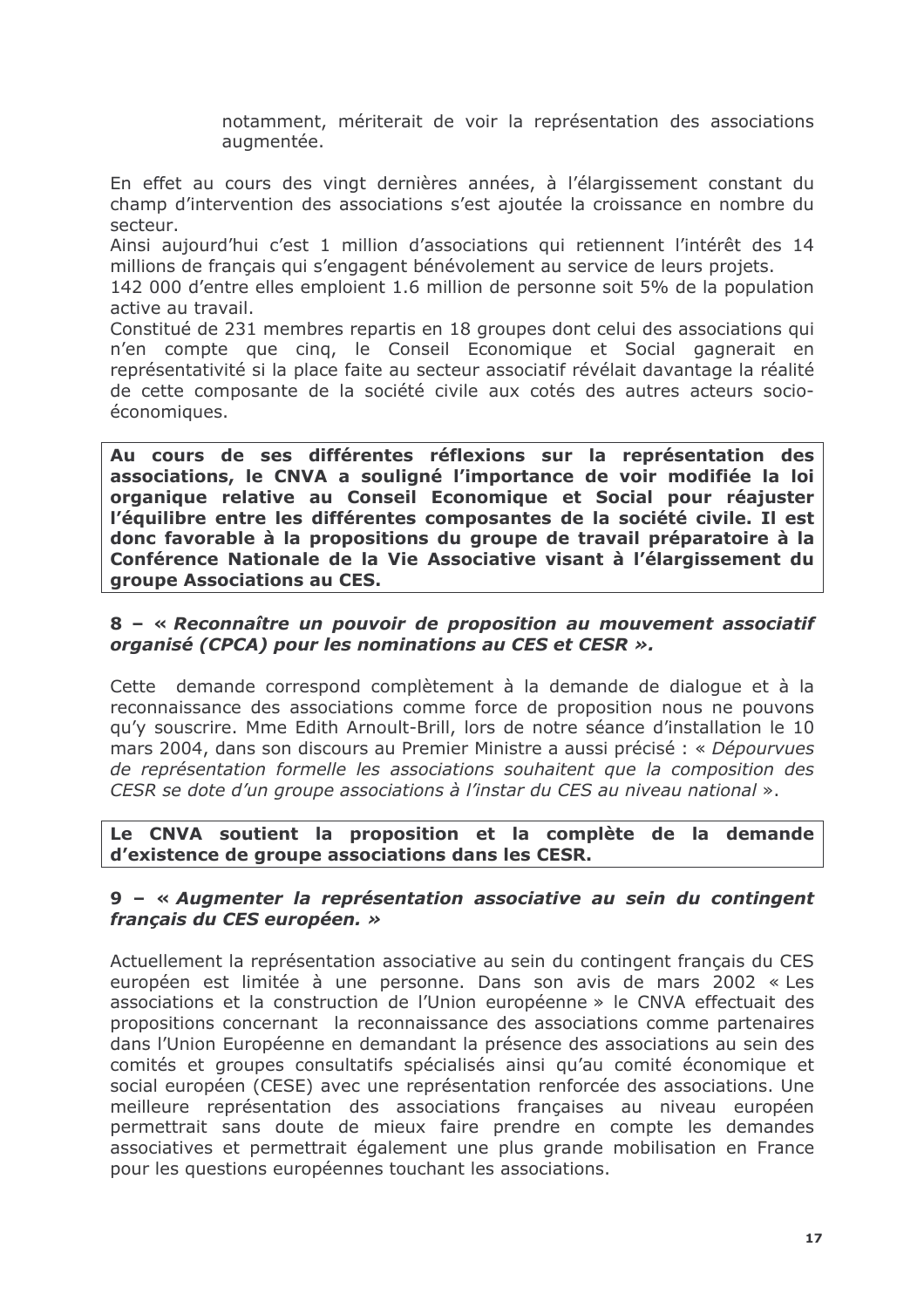notamment, mériterait de voir la représentation des associations augmentée.

En effet au cours des vingt dernières années, à l'élargissement constant du champ d'intervention des associations s'est ajoutée la croissance en nombre du secteur.
Ainsi aujourd'hui c'est 1 million d'associations qui retiennent l'intérêt des 14 millions de français qui s'engagent bénévolement au service de leurs projets.
142 000 d'entre elles emploient 1.6 million de personne soit 5% de la population active au travail.
Constitué de 231 membres repartis en 18 groupes dont celui des associations qui n'en compte que cinq, le Conseil Economique et Social gagnerait en représentativité si la place faite au secteur associatif révélait davantage la réalité de cette composante de la société civile aux cotés des autres acteurs socio-économiques.

**Au cours de ses différentes réflexions sur la représentation des associations, le CNVA a souligné l'importance de voir modifiée la loi organique relative au Conseil Economique et Social pour réajuster l'équilibre entre les différentes composantes de la société civile. Il est donc favorable à la propositions du groupe de travail préparatoire à la Conférence Nationale de la Vie Associative visant à l'élargissement du groupe Associations au CES.**

### 8 – « *Reconnaître un pouvoir de proposition au mouvement associatif organisé (CPCA) pour les nominations au CES et CESR ».*

Cette demande correspond complètement à la demande de dialogue et à la reconnaissance des associations comme force de proposition nous ne pouvons qu'y souscrire. Mme Edith Arnoult-Brill, lors de notre séance d'installation le 10 mars 2004, dans son discours au Premier Ministre a aussi précisé : « *Dépourvues de représentation formelle les associations souhaitent que la composition des CESR se dote d'un groupe associations à l'instar du CES au niveau national* ».

**Le CNVA soutient la proposition et la complète de la demande d'existence de groupe associations dans les CESR.**

### 9 – « *Augmenter la représentation associative au sein du contingent français du CES européen. »*

Actuellement la représentation associative au sein du contingent français du CES européen est limitée à une personne. Dans son avis de mars 2002 « Les associations et la construction de l'Union européenne » le CNVA effectuait des propositions concernant la reconnaissance des associations comme partenaires dans l'Union Européenne en demandant la présence des associations au sein des comités et groupes consultatifs spécialisés ainsi qu'au comité économique et social européen (CESE) avec une représentation renforcée des associations. Une meilleure représentation des associations françaises au niveau européen permettrait sans doute de mieux faire prendre en compte les demandes associatives et permettrait également une plus grande mobilisation en France pour les questions européennes touchant les associations.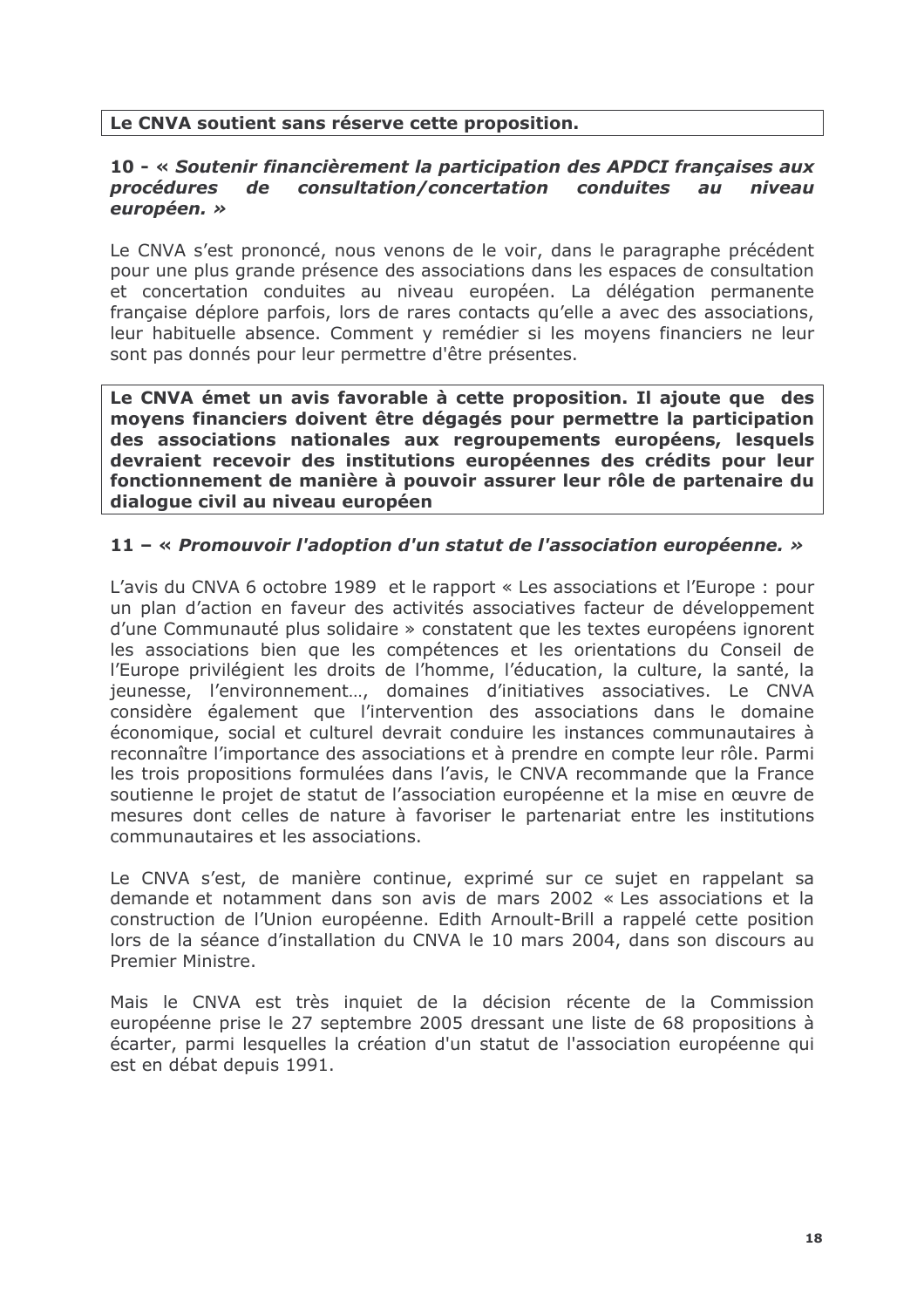**Le CNVA soutient sans réserve cette proposition.**

**10 - « *Soutenir financièrement la participation des APDCI françaises aux procédures de consultation/concertation conduites au niveau européen.* »**

Le CNVA s'est prononcé, nous venons de le voir, dans le paragraphe précédent pour une plus grande présence des associations dans les espaces de consultation et concertation conduites au niveau européen. La délégation permanente française déplore parfois, lors de rares contacts qu'elle a avec des associations, leur habituelle absence. Comment y remédier si les moyens financiers ne leur sont pas donnés pour leur permettre d'être présentes.

**Le CNVA émet un avis favorable à cette proposition. Il ajoute que des moyens financiers doivent être dégagés pour permettre la participation des associations nationales aux regroupements européens, lesquels devraient recevoir des institutions européennes des crédits pour leur fonctionnement de manière à pouvoir assurer leur rôle de partenaire du dialogue civil au niveau européen**

**11 – « *Promouvoir l'adoption d'un statut de l'association européenne.* »**

L'avis du CNVA 6 octobre 1989 et le rapport « Les associations et l'Europe : pour un plan d'action en faveur des activités associatives facteur de développement d'une Communauté plus solidaire » constatent que les textes européens ignorent les associations bien que les compétences et les orientations du Conseil de l'Europe privilégient les droits de l'homme, l'éducation, la culture, la santé, la jeunesse, l'environnement…, domaines d'initiatives associatives. Le CNVA considère également que l'intervention des associations dans le domaine économique, social et culturel devrait conduire les instances communautaires à reconnaître l'importance des associations et à prendre en compte leur rôle. Parmi les trois propositions formulées dans l'avis, le CNVA recommande que la France soutienne le projet de statut de l'association européenne et la mise en œuvre de mesures dont celles de nature à favoriser le partenariat entre les institutions communautaires et les associations.

Le CNVA s'est, de manière continue, exprimé sur ce sujet en rappelant sa demande et notamment dans son avis de mars 2002 « Les associations et la construction de l'Union européenne. Edith Arnoult-Brill a rappelé cette position lors de la séance d'installation du CNVA le 10 mars 2004, dans son discours au Premier Ministre.

Mais le CNVA est très inquiet de la décision récente de la Commission européenne prise le 27 septembre 2005 dressant une liste de 68 propositions à écarter, parmi lesquelles la création d'un statut de l'association européenne qui est en débat depuis 1991.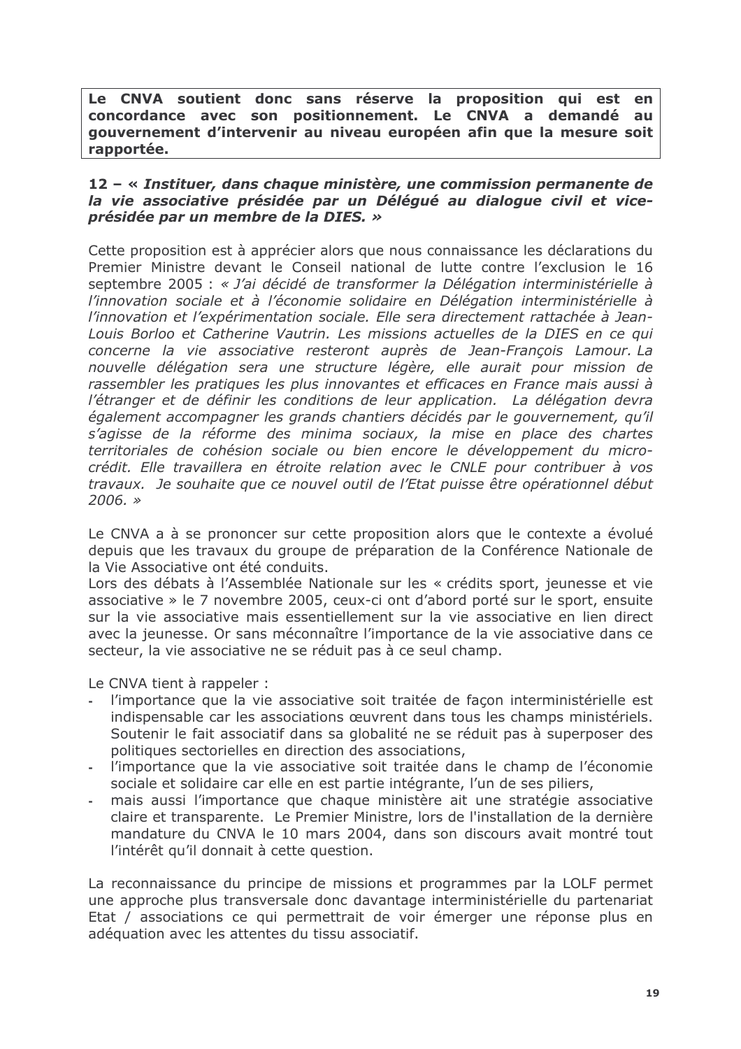**Le CNVA soutient donc sans réserve la proposition qui est en concordance avec son positionnement. Le CNVA a demandé au gouvernement d'intervenir au niveau européen afin que la mesure soit rapportée.**

### 12 – « *Instituer, dans chaque ministère, une commission permanente de la vie associative présidée par un Délégué au dialogue civil et vice-présidée par un membre de la DIES.* »

Cette proposition est à apprécier alors que nous connaissance les déclarations du Premier Ministre devant le Conseil national de lutte contre l'exclusion le 16 septembre 2005 : *« J'ai décidé de transformer la Délégation interministérielle à l'innovation sociale et à l'économie solidaire en Délégation interministérielle à l'innovation et l'expérimentation sociale. Elle sera directement rattachée à Jean-Louis Borloo et Catherine Vautrin. Les missions actuelles de la DIES en ce qui concerne la vie associative resteront auprès de Jean-François Lamour. La nouvelle délégation sera une structure légère, elle aurait pour mission de rassembler les pratiques les plus innovantes et efficaces en France mais aussi à l'étranger et de définir les conditions de leur application. La délégation devra également accompagner les grands chantiers décidés par le gouvernement, qu'il s'agisse de la réforme des minima sociaux, la mise en place des chartes territoriales de cohésion sociale ou bien encore le développement du micro-crédit. Elle travaillera en étroite relation avec le CNLE pour contribuer à vos travaux. Je souhaite que ce nouvel outil de l'Etat puisse être opérationnel début 2006. »*

Le CNVA a à se prononcer sur cette proposition alors que le contexte a évolué depuis que les travaux du groupe de préparation de la Conférence Nationale de la Vie Associative ont été conduits.
Lors des débats à l'Assemblée Nationale sur les « crédits sport, jeunesse et vie associative » le 7 novembre 2005, ceux-ci ont d'abord porté sur le sport, ensuite sur la vie associative mais essentiellement sur la vie associative en lien direct avec la jeunesse. Or sans méconnaître l'importance de la vie associative dans ce secteur, la vie associative ne se réduit pas à ce seul champ.

Le CNVA tient à rappeler :

- l'importance que la vie associative soit traitée de façon interministérielle est indispensable car les associations œuvrent dans tous les champs ministériels. Soutenir le fait associatif dans sa globalité ne se réduit pas à superposer des politiques sectorielles en direction des associations,
- l'importance que la vie associative soit traitée dans le champ de l'économie sociale et solidaire car elle en est partie intégrante, l'un de ses piliers,
- mais aussi l'importance que chaque ministère ait une stratégie associative claire et transparente. Le Premier Ministre, lors de l'installation de la dernière mandature du CNVA le 10 mars 2004, dans son discours avait montré tout l'intérêt qu'il donnait à cette question.

La reconnaissance du principe de missions et programmes par la LOLF permet une approche plus transversale donc davantage interministérielle du partenariat Etat / associations ce qui permettrait de voir émerger une réponse plus en adéquation avec les attentes du tissu associatif.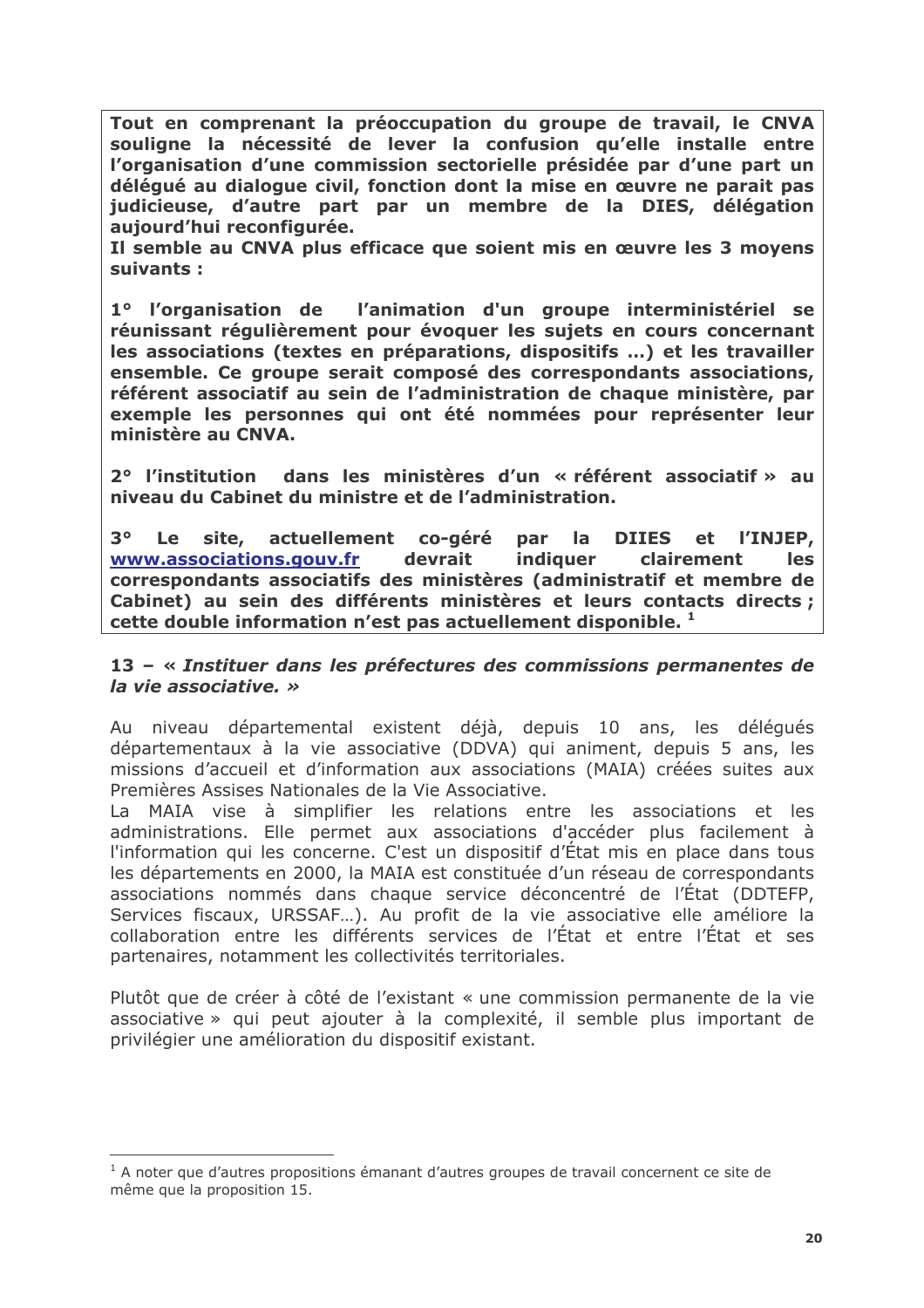**Tout en comprenant la préoccupation du groupe de travail, le CNVA souligne la nécessité de lever la confusion qu'elle installe entre l'organisation d'une commission sectorielle présidée par d'une part un délégué au dialogue civil, fonction dont la mise en œuvre ne parait pas judicieuse, d'autre part par un membre de la DIES, délégation aujourd'hui reconfigurée.**
**Il semble au CNVA plus efficace que soient mis en œuvre les 3 moyens suivants :**

**1° l'organisation de l'animation d'un groupe interministériel se réunissant régulièrement pour évoquer les sujets en cours concernant les associations (textes en préparations, dispositifs …) et les travailler ensemble. Ce groupe serait composé des correspondants associations, référent associatif au sein de l'administration de chaque ministère, par exemple les personnes qui ont été nommées pour représenter leur ministère au CNVA.**

**2° l'institution dans les ministères d'un « référent associatif » au niveau du Cabinet du ministre et de l'administration.**

**3° Le site, actuellement co-géré par la DIIES et l'INJEP, www.associations.gouv.fr devrait indiquer clairement les correspondants associatifs des ministères (administratif et membre de Cabinet) au sein des différents ministères et leurs contacts directs ; cette double information n'est pas actuellement disponible.** [1]

### 13 – « *Instituer dans les préfectures des commissions permanentes de la vie associative.* »

Au niveau départemental existent déjà, depuis 10 ans, les délégués départementaux à la vie associative (DDVA) qui animent, depuis 5 ans, les missions d'accueil et d'information aux associations (MAIA) créées suites aux Premières Assises Nationales de la Vie Associative.
La MAIA vise à simplifier les relations entre les associations et les administrations. Elle permet aux associations d'accéder plus facilement à l'information qui les concerne. C'est un dispositif d'État mis en place dans tous les départements en 2000, la MAIA est constituée d'un réseau de correspondants associations nommés dans chaque service déconcentré de l'État (DDTEFP, Services fiscaux, URSSAF…). Au profit de la vie associative elle améliore la collaboration entre les différents services de l'État et entre l'État et ses partenaires, notamment les collectivités territoriales.

Plutôt que de créer à côté de l'existant « une commission permanente de la vie associative » qui peut ajouter à la complexité, il semble plus important de privilégier une amélioration du dispositif existant.

---

[1] A noter que d'autres propositions émanant d'autres groupes de travail concernent ce site de même que la proposition 15.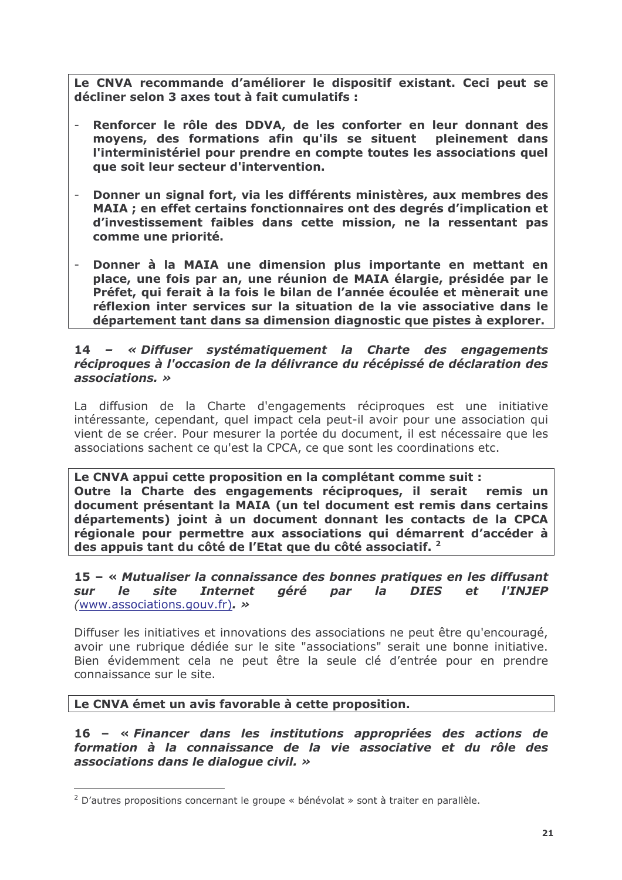**Le CNVA recommande d'améliorer le dispositif existant. Ceci peut se décliner selon 3 axes tout à fait cumulatifs :**

- **Renforcer le rôle des DDVA, de les conforter en leur donnant des moyens, des formations afin qu'ils se situent pleinement dans l'interministériel pour prendre en compte toutes les associations quel que soit leur secteur d'intervention.**
- **Donner un signal fort, via les différents ministères, aux membres des MAIA ; en effet certains fonctionnaires ont des degrés d'implication et d'investissement faibles dans cette mission, ne la ressentant pas comme une priorité.**
- **Donner à la MAIA une dimension plus importante en mettant en place, une fois par an, une réunion de MAIA élargie, présidée par le Préfet, qui ferait à la fois le bilan de l'année écoulée et mènerait une réflexion inter services sur la situation de la vie associative dans le département tant dans sa dimension diagnostic que pistes à explorer.**

**14 – *« Diffuser systématiquement la Charte des engagements réciproques à l'occasion de la délivrance du récépissé de déclaration des associations. »***

La diffusion de la Charte d'engagements réciproques est une initiative intéressante, cependant, quel impact cela peut-il avoir pour une association qui vient de se créer. Pour mesurer la portée du document, il est nécessaire que les associations sachent ce qu'est la CPCA, ce que sont les coordinations etc.

**Le CNVA appui cette proposition en la complétant comme suit :**
**Outre la Charte des engagements réciproques, il serait remis un document présentant la MAIA (un tel document est remis dans certains départements) joint à un document donnant les contacts de la CPCA régionale pour permettre aux associations qui démarrent d'accéder à des appuis tant du côté de l'Etat que du côté associatif.** [2]

**15 – *« Mutualiser la connaissance des bonnes pratiques en les diffusant sur le site Internet géré par la DIES et l'INJEP (*[www.associations.gouv.fr](http://www.associations.gouv.fr)*). »***

Diffuser les initiatives et innovations des associations ne peut être qu'encouragé, avoir une rubrique dédiée sur le site "associations" serait une bonne initiative. Bien évidemment cela ne peut être la seule clé d'entrée pour en prendre connaissance sur le site.

**Le CNVA émet un avis favorable à cette proposition.**

**16 – *« Financer dans les institutions appropriées des actions de formation à la connaissance de la vie associative et du rôle des associations dans le dialogue civil. »***

---

[2] D'autres propositions concernant le groupe « bénévolat » sont à traiter en parallèle.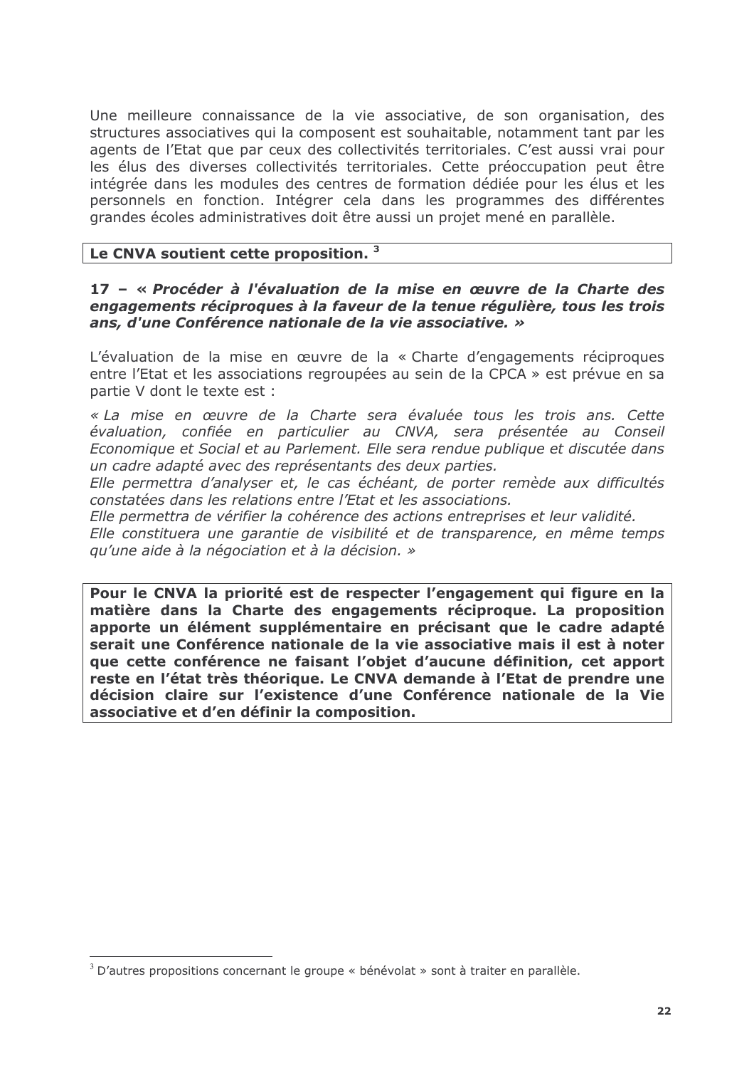Une meilleure connaissance de la vie associative, de son organisation, des structures associatives qui la composent est souhaitable, notamment tant par les agents de l'Etat que par ceux des collectivités territoriales. C'est aussi vrai pour les élus des diverses collectivités territoriales. Cette préoccupation peut être intégrée dans les modules des centres de formation dédiée pour les élus et les personnels en fonction. Intégrer cela dans les programmes des différentes grandes écoles administratives doit être aussi un projet mené en parallèle.

**Le CNVA soutient cette proposition.** [3]

### 17 – « *Procéder à l'évaluation de la mise en œuvre de la Charte des engagements réciproques à la faveur de la tenue régulière, tous les trois ans, d'une Conférence nationale de la vie associative.* »

L'évaluation de la mise en œuvre de la « Charte d'engagements réciproques entre l'Etat et les associations regroupées au sein de la CPCA » est prévue en sa partie V dont le texte est :

*« La mise en œuvre de la Charte sera évaluée tous les trois ans. Cette évaluation, confiée en particulier au CNVA, sera présentée au Conseil Economique et Social et au Parlement. Elle sera rendue publique et discutée dans un cadre adapté avec des représentants des deux parties.*
*Elle permettra d'analyser et, le cas échéant, de porter remède aux difficultés constatées dans les relations entre l'Etat et les associations.*
*Elle permettra de vérifier la cohérence des actions entreprises et leur validité.*
*Elle constituera une garantie de visibilité et de transparence, en même temps qu'une aide à la négociation et à la décision. »*

**Pour le CNVA la priorité est de respecter l'engagement qui figure en la matière dans la Charte des engagements réciproque. La proposition apporte un élément supplémentaire en précisant que le cadre adapté serait une Conférence nationale de la vie associative mais il est à noter que cette conférence ne faisant l'objet d'aucune définition, cet apport reste en l'état très théorique. Le CNVA demande à l'Etat de prendre une décision claire sur l'existence d'une Conférence nationale de la Vie associative et d'en définir la composition.**

---

[3] D'autres propositions concernant le groupe « bénévolat » sont à traiter en parallèle.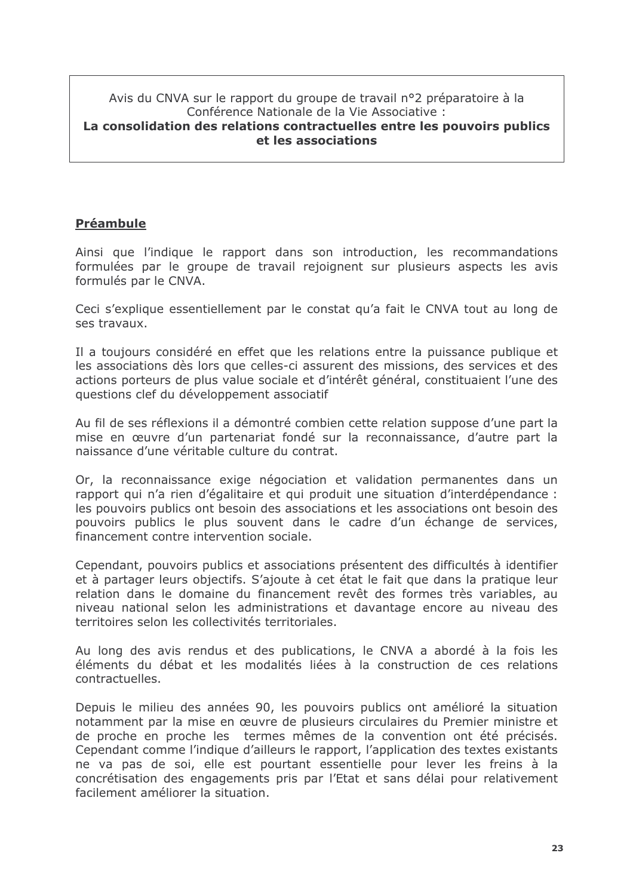Avis du CNVA sur le rapport du groupe de travail n°2 préparatoire à la Conférence Nationale de la Vie Associative :

**La consolidation des relations contractuelles entre les pouvoirs publics et les associations**

## Préambule

Ainsi que l'indique le rapport dans son introduction, les recommandations formulées par le groupe de travail rejoignent sur plusieurs aspects les avis formulés par le CNVA.

Ceci s'explique essentiellement par le constat qu'a fait le CNVA tout au long de ses travaux.

Il a toujours considéré en effet que les relations entre la puissance publique et les associations dès lors que celles-ci assurent des missions, des services et des actions porteurs de plus value sociale et d'intérêt général, constituaient l'une des questions clef du développement associatif

Au fil de ses réflexions il a démontré combien cette relation suppose d'une part la mise en œuvre d'un partenariat fondé sur la reconnaissance, d'autre part la naissance d'une véritable culture du contrat.

Or, la reconnaissance exige négociation et validation permanentes dans un rapport qui n'a rien d'égalitaire et qui produit une situation d'interdépendance : les pouvoirs publics ont besoin des associations et les associations ont besoin des pouvoirs publics le plus souvent dans le cadre d'un échange de services, financement contre intervention sociale.

Cependant, pouvoirs publics et associations présentent des difficultés à identifier et à partager leurs objectifs. S'ajoute à cet état le fait que dans la pratique leur relation dans le domaine du financement revêt des formes très variables, au niveau national selon les administrations et davantage encore au niveau des territoires selon les collectivités territoriales.

Au long des avis rendus et des publications, le CNVA a abordé à la fois les éléments du débat et les modalités liées à la construction de ces relations contractuelles.

Depuis le milieu des années 90, les pouvoirs publics ont amélioré la situation notamment par la mise en œuvre de plusieurs circulaires du Premier ministre et de proche en proche les termes mêmes de la convention ont été précisés. Cependant comme l'indique d'ailleurs le rapport, l'application des textes existants ne va pas de soi, elle est pourtant essentielle pour lever les freins à la concrétisation des engagements pris par l'Etat et sans délai pour relativement facilement améliorer la situation.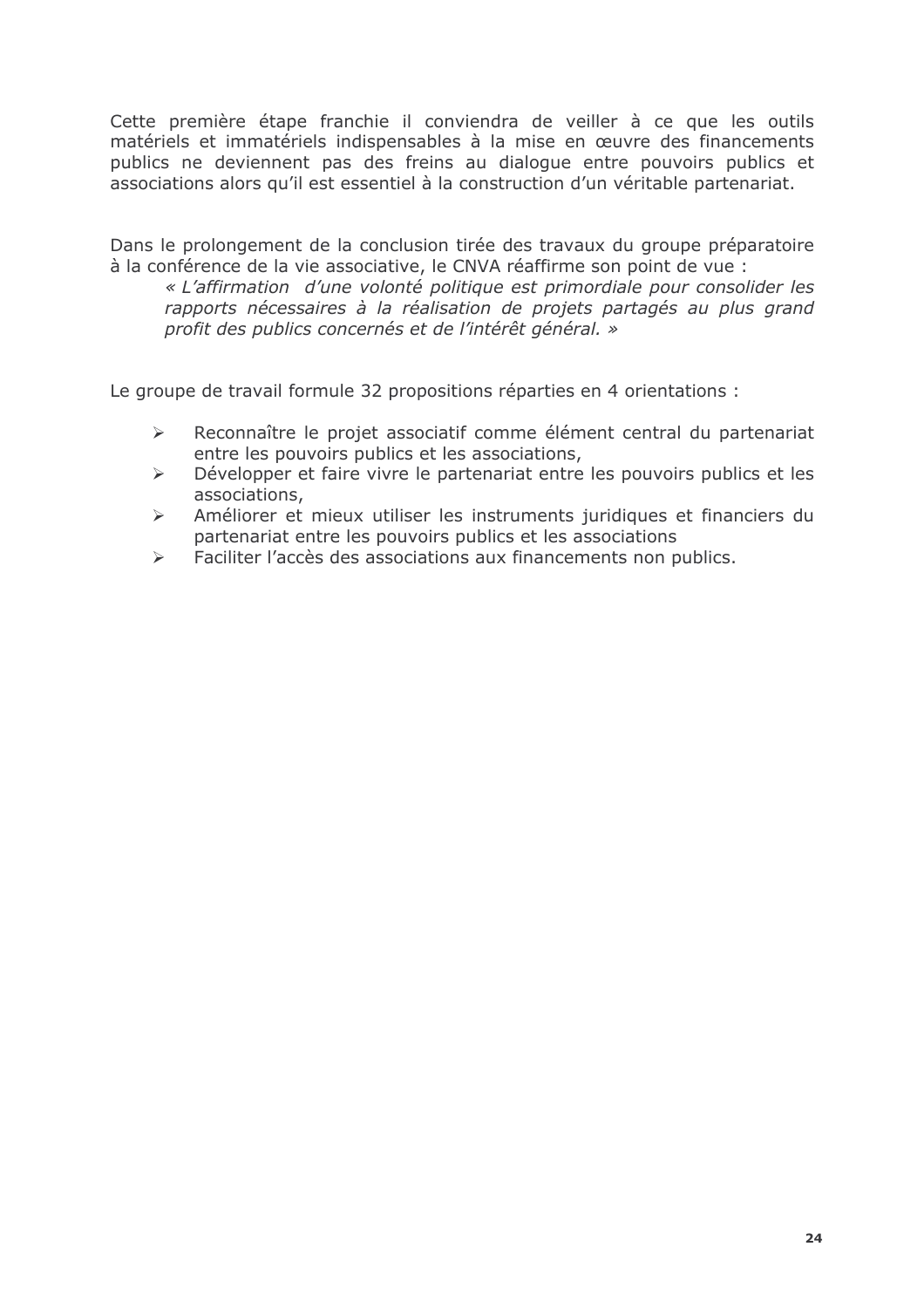Cette première étape franchie il conviendra de veiller à ce que les outils matériels et immatériels indispensables à la mise en œuvre des financements publics ne deviennent pas des freins au dialogue entre pouvoirs publics et associations alors qu'il est essentiel à la construction d'un véritable partenariat.

Dans le prolongement de la conclusion tirée des travaux du groupe préparatoire à la conférence de la vie associative, le CNVA réaffirme son point de vue :

> *« L'affirmation d'une volonté politique est primordiale pour consolider les rapports nécessaires à la réalisation de projets partagés au plus grand profit des publics concernés et de l'intérêt général. »*

Le groupe de travail formule 32 propositions réparties en 4 orientations :

- Reconnaître le projet associatif comme élément central du partenariat entre les pouvoirs publics et les associations,
- Développer et faire vivre le partenariat entre les pouvoirs publics et les associations,
- Améliorer et mieux utiliser les instruments juridiques et financiers du partenariat entre les pouvoirs publics et les associations
- Faciliter l'accès des associations aux financements non publics.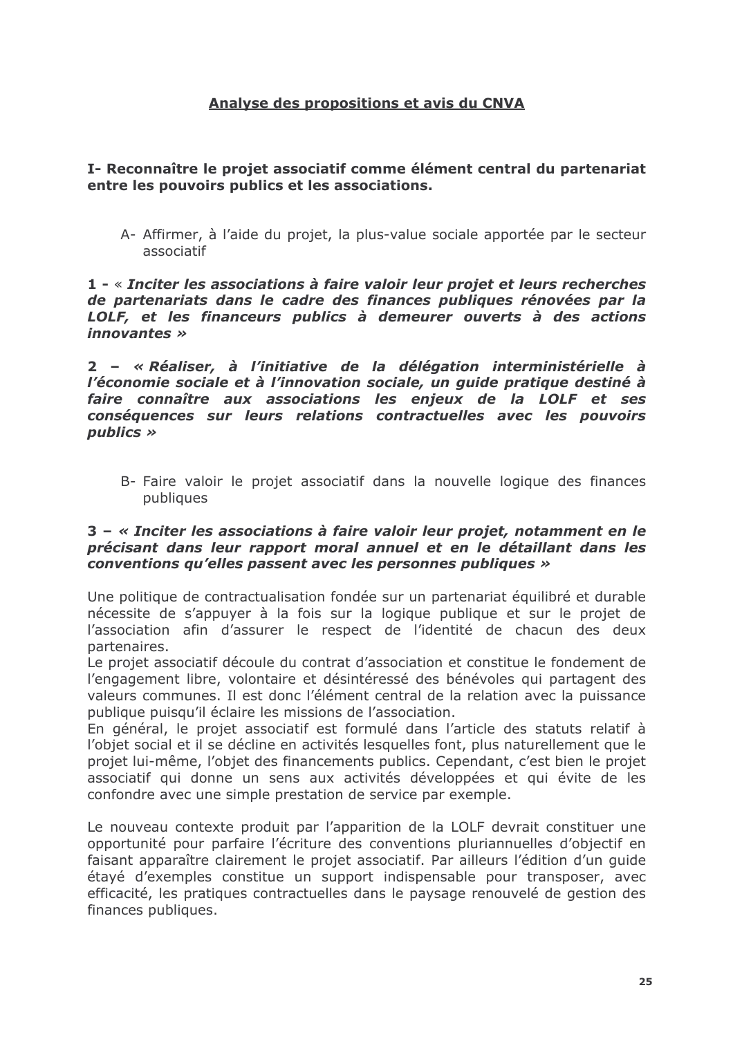## <u>Analyse des propositions et avis du CNVA</u>

### I- Reconnaître le projet associatif comme élément central du partenariat entre les pouvoirs publics et les associations.

A- Affirmer, à l'aide du projet, la plus-value sociale apportée par le secteur associatif

**1 -** « ***Inciter les associations à faire valoir leur projet et leurs recherches de partenariats dans le cadre des finances publiques rénovées par la LOLF, et les financeurs publics à demeurer ouverts à des actions innovantes »***

**2 –** ***« Réaliser, à l'initiative de la délégation interministérielle à l'économie sociale et à l'innovation sociale, un guide pratique destiné à faire connaître aux associations les enjeux de la LOLF et ses conséquences sur leurs relations contractuelles avec les pouvoirs publics »***

B- Faire valoir le projet associatif dans la nouvelle logique des finances publiques

**3 –** ***« Inciter les associations à faire valoir leur projet, notamment en le précisant dans leur rapport moral annuel et en le détaillant dans les conventions qu'elles passent avec les personnes publiques »***

Une politique de contractualisation fondée sur un partenariat équilibré et durable nécessite de s'appuyer à la fois sur la logique publique et sur le projet de l'association afin d'assurer le respect de l'identité de chacun des deux partenaires.
Le projet associatif découle du contrat d'association et constitue le fondement de l'engagement libre, volontaire et désintéressé des bénévoles qui partagent des valeurs communes. Il est donc l'élément central de la relation avec la puissance publique puisqu'il éclaire les missions de l'association.
En général, le projet associatif est formulé dans l'article des statuts relatif à l'objet social et il se décline en activités lesquelles font, plus naturellement que le projet lui-même, l'objet des financements publics. Cependant, c'est bien le projet associatif qui donne un sens aux activités développées et qui évite de les confondre avec une simple prestation de service par exemple.

Le nouveau contexte produit par l'apparition de la LOLF devrait constituer une opportunité pour parfaire l'écriture des conventions pluriannuelles d'objectif en faisant apparaître clairement le projet associatif. Par ailleurs l'édition d'un guide étayé d'exemples constitue un support indispensable pour transposer, avec efficacité, les pratiques contractuelles dans le paysage renouvelé de gestion des finances publiques.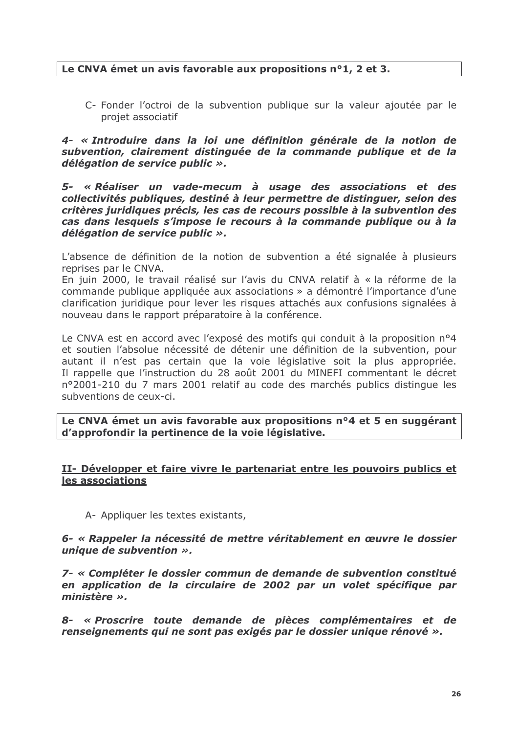**Le CNVA émet un avis favorable aux propositions n°1, 2 et 3.**

C- Fonder l'octroi de la subvention publique sur la valeur ajoutée par le projet associatif

***4- « Introduire dans la loi une définition générale de la notion de subvention, clairement distinguée de la commande publique et de la délégation de service public ».***

***5- « Réaliser un vade-mecum à usage des associations et des collectivités publiques, destiné à leur permettre de distinguer, selon des critères juridiques précis, les cas de recours possible à la subvention des cas dans lesquels s'impose le recours à la commande publique ou à la délégation de service public ».***

L'absence de définition de la notion de subvention a été signalée à plusieurs reprises par le CNVA.
En juin 2000, le travail réalisé sur l'avis du CNVA relatif à « la réforme de la commande publique appliquée aux associations » a démontré l'importance d'une clarification juridique pour lever les risques attachés aux confusions signalées à nouveau dans le rapport préparatoire à la conférence.

Le CNVA est en accord avec l'exposé des motifs qui conduit à la proposition n°4 et soutien l'absolue nécessité de détenir une définition de la subvention, pour autant il n'est pas certain que la voie législative soit la plus appropriée. Il rappelle que l'instruction du 28 août 2001 du MINEFI commentant le décret n°2001-210 du 7 mars 2001 relatif au code des marchés publics distingue les subventions de ceux-ci.

**Le CNVA émet un avis favorable aux propositions n°4 et 5 en suggérant d'approfondir la pertinence de la voie législative.**

## II- Développer et faire vivre le partenariat entre les pouvoirs publics et les associations

A- Appliquer les textes existants,

***6- « Rappeler la nécessité de mettre véritablement en œuvre le dossier unique de subvention ».***

***7- « Compléter le dossier commun de demande de subvention constitué en application de la circulaire de 2002 par un volet spécifique par ministère ».***

***8- « Proscrire toute demande de pièces complémentaires et de renseignements qui ne sont pas exigés par le dossier unique rénové ».***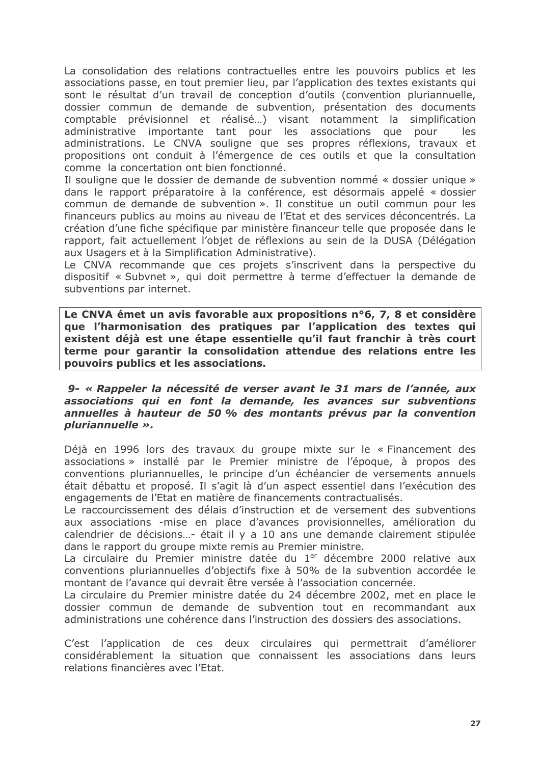La consolidation des relations contractuelles entre les pouvoirs publics et les associations passe, en tout premier lieu, par l'application des textes existants qui sont le résultat d'un travail de conception d'outils (convention pluriannuelle, dossier commun de demande de subvention, présentation des documents comptable prévisionnel et réalisé…) visant notamment la simplification administrative importante tant pour les associations que pour les administrations. Le CNVA souligne que ses propres réflexions, travaux et propositions ont conduit à l'émergence de ces outils et que la consultation comme la concertation ont bien fonctionné.

Il souligne que le dossier de demande de subvention nommé « dossier unique » dans le rapport préparatoire à la conférence, est désormais appelé « dossier commun de demande de subvention ». Il constitue un outil commun pour les financeurs publics au moins au niveau de l'Etat et des services déconcentrés. La création d'une fiche spécifique par ministère financeur telle que proposée dans le rapport, fait actuellement l'objet de réflexions au sein de la DUSA (Délégation aux Usagers et à la Simplification Administrative).

Le CNVA recommande que ces projets s'inscrivent dans la perspective du dispositif « Subvnet », qui doit permettre à terme d'effectuer la demande de subventions par internet.

**Le CNVA émet un avis favorable aux propositions n°6, 7, 8 et considère que l'harmonisation des pratiques par l'application des textes qui existent déjà est une étape essentielle qu'il faut franchir à très court terme pour garantir la consolidation attendue des relations entre les pouvoirs publics et les associations.**

***9- « Rappeler la nécessité de verser avant le 31 mars de l'année, aux associations qui en font la demande, les avances sur subventions annuelles à hauteur de 50 % des montants prévus par la convention pluriannuelle ».***

Déjà en 1996 lors des travaux du groupe mixte sur le « Financement des associations » installé par le Premier ministre de l'époque, à propos des conventions pluriannuelles, le principe d'un échéancier de versements annuels était débattu et proposé. Il s'agit là d'un aspect essentiel dans l'exécution des engagements de l'Etat en matière de financements contractualisés.

Le raccourcissement des délais d'instruction et de versement des subventions aux associations -mise en place d'avances provisionnelles, amélioration du calendrier de décisions…- était il y a 10 ans une demande clairement stipulée dans le rapport du groupe mixte remis au Premier ministre.

La circulaire du Premier ministre datée du 1er décembre 2000 relative aux conventions pluriannuelles d'objectifs fixe à 50% de la subvention accordée le montant de l'avance qui devrait être versée à l'association concernée.

La circulaire du Premier ministre datée du 24 décembre 2002, met en place le dossier commun de demande de subvention tout en recommandant aux administrations une cohérence dans l'instruction des dossiers des associations.

C'est l'application de ces deux circulaires qui permettrait d'améliorer considérablement la situation que connaissent les associations dans leurs relations financières avec l'Etat.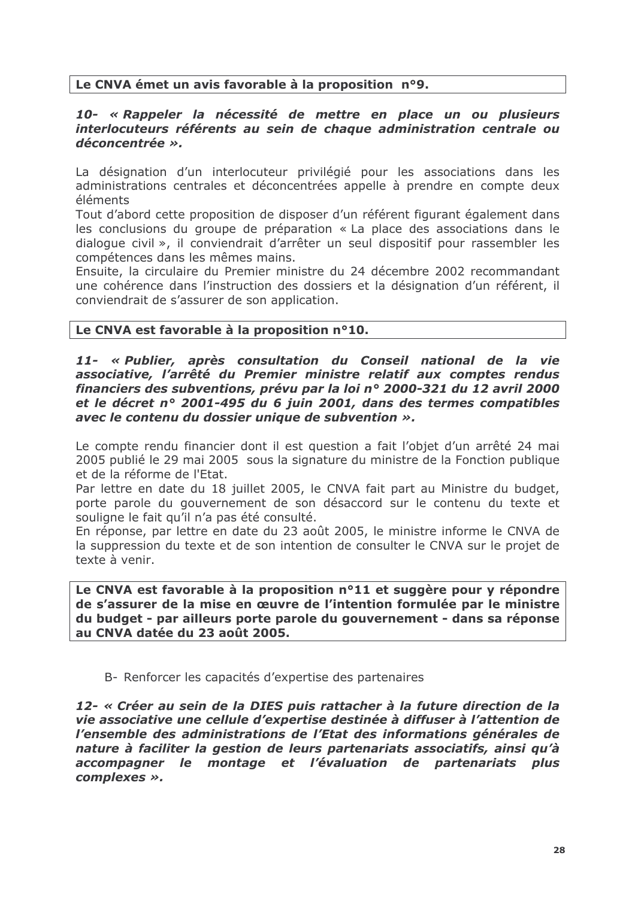**Le CNVA émet un avis favorable à la proposition n°9.**

***10- « Rappeler la nécessité de mettre en place un ou plusieurs interlocuteurs référents au sein de chaque administration centrale ou déconcentrée ».***

La désignation d'un interlocuteur privilégié pour les associations dans les administrations centrales et déconcentrées appelle à prendre en compte deux éléments

Tout d'abord cette proposition de disposer d'un référent figurant également dans les conclusions du groupe de préparation « La place des associations dans le dialogue civil », il conviendrait d'arrêter un seul dispositif pour rassembler les compétences dans les mêmes mains.

Ensuite, la circulaire du Premier ministre du 24 décembre 2002 recommandant une cohérence dans l'instruction des dossiers et la désignation d'un référent, il conviendrait de s'assurer de son application.

**Le CNVA est favorable à la proposition n°10.**

***11- « Publier, après consultation du Conseil national de la vie associative, l'arrêté du Premier ministre relatif aux comptes rendus financiers des subventions, prévu par la loi n° 2000-321 du 12 avril 2000 et le décret n° 2001-495 du 6 juin 2001, dans des termes compatibles avec le contenu du dossier unique de subvention ».***

Le compte rendu financier dont il est question a fait l'objet d'un arrêté 24 mai 2005 publié le 29 mai 2005 sous la signature du ministre de la Fonction publique et de la réforme de l'Etat.

Par lettre en date du 18 juillet 2005, le CNVA fait part au Ministre du budget, porte parole du gouvernement de son désaccord sur le contenu du texte et souligne le fait qu'il n'a pas été consulté.

En réponse, par lettre en date du 23 août 2005, le ministre informe le CNVA de la suppression du texte et de son intention de consulter le CNVA sur le projet de texte à venir.

**Le CNVA est favorable à la proposition n°11 et suggère pour y répondre de s'assurer de la mise en œuvre de l'intention formulée par le ministre du budget - par ailleurs porte parole du gouvernement - dans sa réponse au CNVA datée du 23 août 2005.**

B- Renforcer les capacités d'expertise des partenaires

***12- « Créer au sein de la DIES puis rattacher à la future direction de la vie associative une cellule d'expertise destinée à diffuser à l'attention de l'ensemble des administrations de l'Etat des informations générales de nature à faciliter la gestion de leurs partenariats associatifs, ainsi qu'à accompagner le montage et l'évaluation de partenariats plus complexes ».***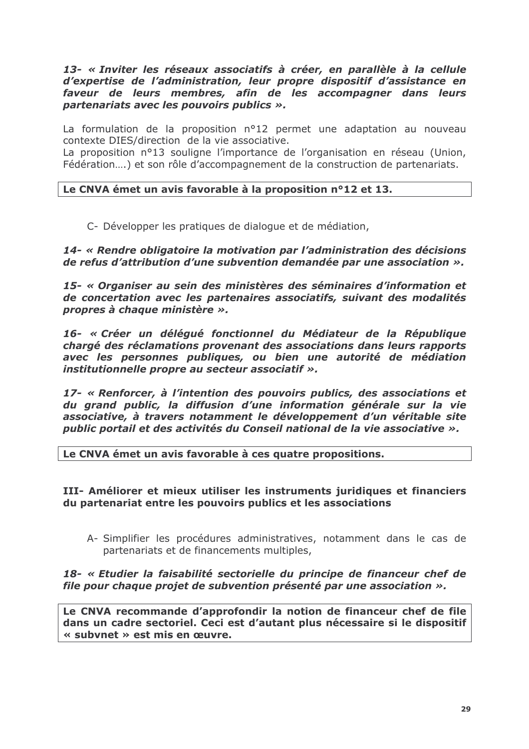***13- « Inviter les réseaux associatifs à créer, en parallèle à la cellule d'expertise de l'administration, leur propre dispositif d'assistance en faveur de leurs membres, afin de les accompagner dans leurs partenariats avec les pouvoirs publics ».***

La formulation de la proposition n°12 permet une adaptation au nouveau contexte DIES/direction de la vie associative.
La proposition n°13 souligne l'importance de l'organisation en réseau (Union, Fédération….) et son rôle d'accompagnement de la construction de partenariats.

**Le CNVA émet un avis favorable à la proposition n°12 et 13.**

C- Développer les pratiques de dialogue et de médiation,

***14- « Rendre obligatoire la motivation par l'administration des décisions de refus d'attribution d'une subvention demandée par une association ».***

***15- « Organiser au sein des ministères des séminaires d'information et de concertation avec les partenaires associatifs, suivant des modalités propres à chaque ministère ».***

***16- « Créer un délégué fonctionnel du Médiateur de la République chargé des réclamations provenant des associations dans leurs rapports avec les personnes publiques, ou bien une autorité de médiation institutionnelle propre au secteur associatif ».***

***17- « Renforcer, à l'intention des pouvoirs publics, des associations et du grand public, la diffusion d'une information générale sur la vie associative, à travers notamment le développement d'un véritable site public portail et des activités du Conseil national de la vie associative ».***

**Le CNVA émet un avis favorable à ces quatre propositions.**

**III- Améliorer et mieux utiliser les instruments juridiques et financiers du partenariat entre les pouvoirs publics et les associations**

A- Simplifier les procédures administratives, notamment dans le cas de partenariats et de financements multiples,

***18- « Etudier la faisabilité sectorielle du principe de financeur chef de file pour chaque projet de subvention présenté par une association ».***

**Le CNVA recommande d'approfondir la notion de financeur chef de file dans un cadre sectoriel. Ceci est d'autant plus nécessaire si le dispositif « subvnet » est mis en œuvre.**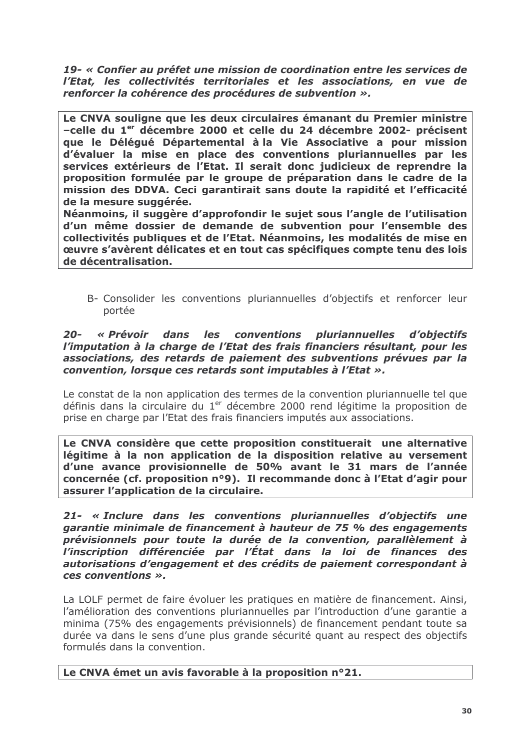***19- « Confier au préfet une mission de coordination entre les services de l'Etat, les collectivités territoriales et les associations, en vue de renforcer la cohérence des procédures de subvention ».***

**Le CNVA souligne que les deux circulaires émanant du Premier ministre –celle du 1[er] décembre 2000 et celle du 24 décembre 2002- précisent que le Délégué Départemental à la Vie Associative a pour mission d'évaluer la mise en place des conventions pluriannuelles par les services extérieurs de l'Etat. Il serait donc judicieux de reprendre la proposition formulée par le groupe de préparation dans le cadre de la mission des DDVA. Ceci garantirait sans doute la rapidité et l'efficacité de la mesure suggérée.**

**Néanmoins, il suggère d'approfondir le sujet sous l'angle de l'utilisation d'un même dossier de demande de subvention pour l'ensemble des collectivités publiques et de l'Etat. Néanmoins, les modalités de mise en œuvre s'avèrent délicates et en tout cas spécifiques compte tenu des lois de décentralisation.**

B- Consolider les conventions pluriannuelles d'objectifs et renforcer leur portée

***20- « Prévoir dans les conventions pluriannuelles d'objectifs l'imputation à la charge de l'Etat des frais financiers résultant, pour les associations, des retards de paiement des subventions prévues par la convention, lorsque ces retards sont imputables à l'Etat ».***

Le constat de la non application des termes de la convention pluriannuelle tel que définis dans la circulaire du 1[er] décembre 2000 rend légitime la proposition de prise en charge par l'Etat des frais financiers imputés aux associations.

**Le CNVA considère que cette proposition constituerait une alternative légitime à la non application de la disposition relative au versement d'une avance provisionnelle de 50% avant le 31 mars de l'année concernée (cf. proposition n°9). Il recommande donc à l'Etat d'agir pour assurer l'application de la circulaire.**

***21- « Inclure dans les conventions pluriannuelles d'objectifs une garantie minimale de financement à hauteur de 75 % des engagements prévisionnels pour toute la durée de la convention, parallèlement à l'inscription différenciée par l'État dans la loi de finances des autorisations d'engagement et des crédits de paiement correspondant à ces conventions ».***

La LOLF permet de faire évoluer les pratiques en matière de financement. Ainsi, l'amélioration des conventions pluriannuelles par l'introduction d'une garantie a minima (75% des engagements prévisionnels) de financement pendant toute sa durée va dans le sens d'une plus grande sécurité quant au respect des objectifs formulés dans la convention.

**Le CNVA émet un avis favorable à la proposition n°21.**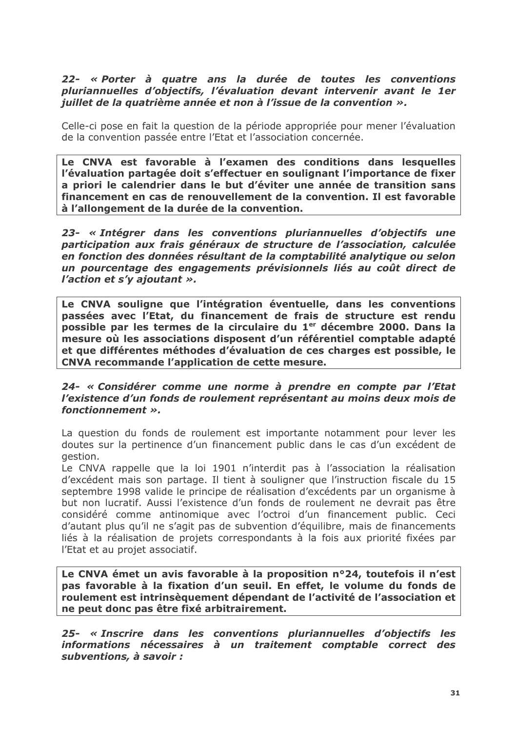***22- « Porter à quatre ans la durée de toutes les conventions pluriannuelles d'objectifs, l'évaluation devant intervenir avant le 1er juillet de la quatrième année et non à l'issue de la convention ».***

Celle-ci pose en fait la question de la période appropriée pour mener l'évaluation de la convention passée entre l'Etat et l'association concernée.

**Le CNVA est favorable à l'examen des conditions dans lesquelles l'évaluation partagée doit s'effectuer en soulignant l'importance de fixer a priori le calendrier dans le but d'éviter une année de transition sans financement en cas de renouvellement de la convention. Il est favorable à l'allongement de la durée de la convention.**

***23- « Intégrer dans les conventions pluriannuelles d'objectifs une participation aux frais généraux de structure de l'association, calculée en fonction des données résultant de la comptabilité analytique ou selon un pourcentage des engagements prévisionnels liés au coût direct de l'action et s'y ajoutant ».***

**Le CNVA souligne que l'intégration éventuelle, dans les conventions passées avec l'Etat, du financement de frais de structure est rendu possible par les termes de la circulaire du 1er décembre 2000. Dans la mesure où les associations disposent d'un référentiel comptable adapté et que différentes méthodes d'évaluation de ces charges est possible, le CNVA recommande l'application de cette mesure.**

***24- « Considérer comme une norme à prendre en compte par l'Etat l'existence d'un fonds de roulement représentant au moins deux mois de fonctionnement ».***

La question du fonds de roulement est importante notamment pour lever les doutes sur la pertinence d'un financement public dans le cas d'un excédent de gestion.

Le CNVA rappelle que la loi 1901 n'interdit pas à l'association la réalisation d'excédent mais son partage. Il tient à souligner que l'instruction fiscale du 15 septembre 1998 valide le principe de réalisation d'excédents par un organisme à but non lucratif. Aussi l'existence d'un fonds de roulement ne devrait pas être considéré comme antinomique avec l'octroi d'un financement public. Ceci d'autant plus qu'il ne s'agit pas de subvention d'équilibre, mais de financements liés à la réalisation de projets correspondants à la fois aux priorité fixées par l'Etat et au projet associatif.

**Le CNVA émet un avis favorable à la proposition n°24, toutefois il n'est pas favorable à la fixation d'un seuil. En effet, le volume du fonds de roulement est intrinsèquement dépendant de l'activité de l'association et ne peut donc pas être fixé arbitrairement.**

***25- « Inscrire dans les conventions pluriannuelles d'objectifs les informations nécessaires à un traitement comptable correct des subventions, à savoir :***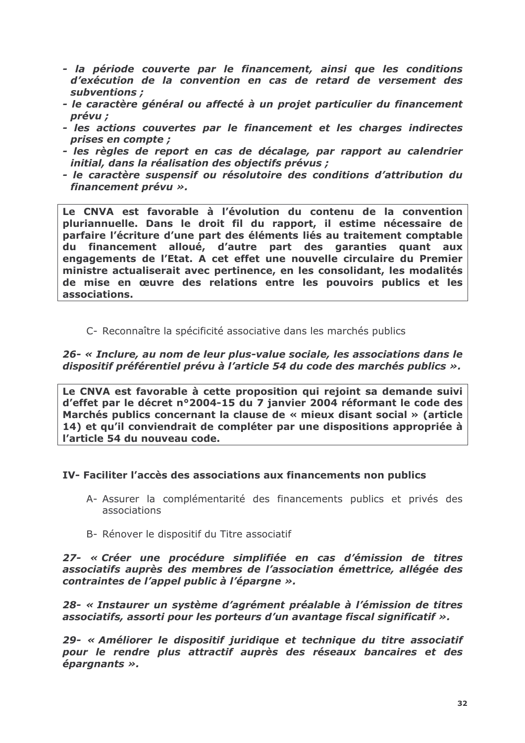*- la période couverte par le financement, ainsi que les conditions d'exécution de la convention en cas de retard de versement des subventions ;*
*- le caractère général ou affecté à un projet particulier du financement prévu ;*
*- les actions couvertes par le financement et les charges indirectes prises en compte ;*
*- les règles de report en cas de décalage, par rapport au calendrier initial, dans la réalisation des objectifs prévus ;*
*- le caractère suspensif ou résolutoire des conditions d'attribution du financement prévu ».*

**Le CNVA est favorable à l'évolution du contenu de la convention pluriannuelle. Dans le droit fil du rapport, il estime nécessaire de parfaire l'écriture d'une part des éléments liés au traitement comptable du financement alloué, d'autre part des garanties quant aux engagements de l'Etat. A cet effet une nouvelle circulaire du Premier ministre actualiserait avec pertinence, en les consolidant, les modalités de mise en œuvre des relations entre les pouvoirs publics et les associations.**

C- Reconnaître la spécificité associative dans les marchés publics

***26- « Inclure, au nom de leur plus-value sociale, les associations dans le dispositif préférentiel prévu à l'article 54 du code des marchés publics ».***

**Le CNVA est favorable à cette proposition qui rejoint sa demande suivi d'effet par le décret n°2004-15 du 7 janvier 2004 réformant le code des Marchés publics concernant la clause de « mieux disant social » (article 14) et qu'il conviendrait de compléter par une dispositions appropriée à l'article 54 du nouveau code.**

## IV- Faciliter l'accès des associations aux financements non publics

A- Assurer la complémentarité des financements publics et privés des associations

B- Rénover le dispositif du Titre associatif

***27- « Créer une procédure simplifiée en cas d'émission de titres associatifs auprès des membres de l'association émettrice, allégée des contraintes de l'appel public à l'épargne ».***

***28- « Instaurer un système d'agrément préalable à l'émission de titres associatifs, assorti pour les porteurs d'un avantage fiscal significatif ».***

***29- « Améliorer le dispositif juridique et technique du titre associatif pour le rendre plus attractif auprès des réseaux bancaires et des épargnants ».***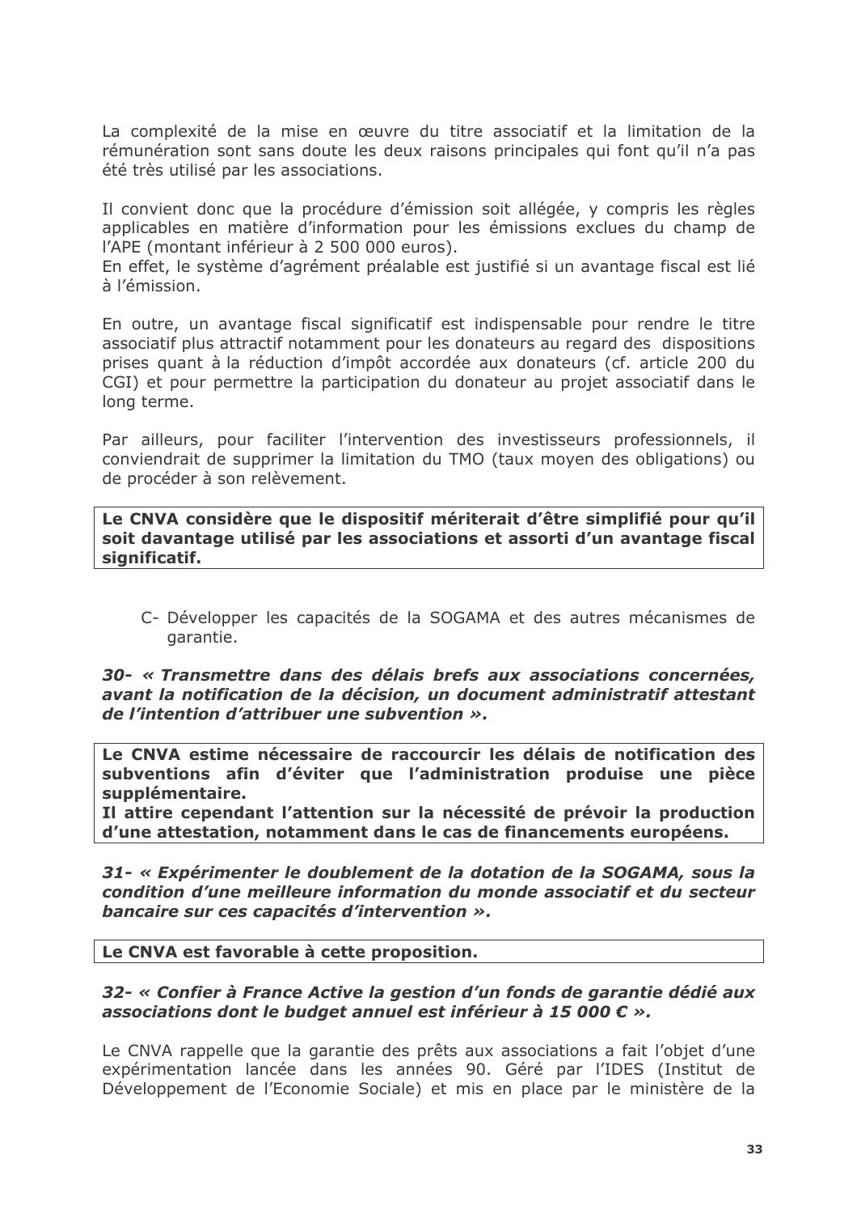La complexité de la mise en œuvre du titre associatif et la limitation de la rémunération sont sans doute les deux raisons principales qui font qu'il n'a pas été très utilisé par les associations.

Il convient donc que la procédure d'émission soit allégée, y compris les règles applicables en matière d'information pour les émissions exclues du champ de l'APE (montant inférieur à 2 500 000 euros).
En effet, le système d'agrément préalable est justifié si un avantage fiscal est lié à l'émission.

En outre, un avantage fiscal significatif est indispensable pour rendre le titre associatif plus attractif notamment pour les donateurs au regard des dispositions prises quant à la réduction d'impôt accordée aux donateurs (cf. article 200 du CGI) et pour permettre la participation du donateur au projet associatif dans le long terme.

Par ailleurs, pour faciliter l'intervention des investisseurs professionnels, il conviendrait de supprimer la limitation du TMO (taux moyen des obligations) ou de procéder à son relèvement.

**Le CNVA considère que le dispositif mériterait d'être simplifié pour qu'il soit davantage utilisé par les associations et assorti d'un avantage fiscal significatif.**

C- Développer les capacités de la SOGAMA et des autres mécanismes de garantie.

***30- « Transmettre dans des délais brefs aux associations concernées, avant la notification de la décision, un document administratif attestant de l'intention d'attribuer une subvention ».***

**Le CNVA estime nécessaire de raccourcir les délais de notification des subventions afin d'éviter que l'administration produise une pièce supplémentaire.**
**Il attire cependant l'attention sur la nécessité de prévoir la production d'une attestation, notamment dans le cas de financements européens.**

***31- « Expérimenter le doublement de la dotation de la SOGAMA, sous la condition d'une meilleure information du monde associatif et du secteur bancaire sur ces capacités d'intervention ».***

**Le CNVA est favorable à cette proposition.**

***32- « Confier à France Active la gestion d'un fonds de garantie dédié aux associations dont le budget annuel est inférieur à 15 000 € ».***

Le CNVA rappelle que la garantie des prêts aux associations a fait l'objet d'une expérimentation lancée dans les années 90. Géré par l'IDES (Institut de Développement de l'Economie Sociale) et mis en place par le ministère de la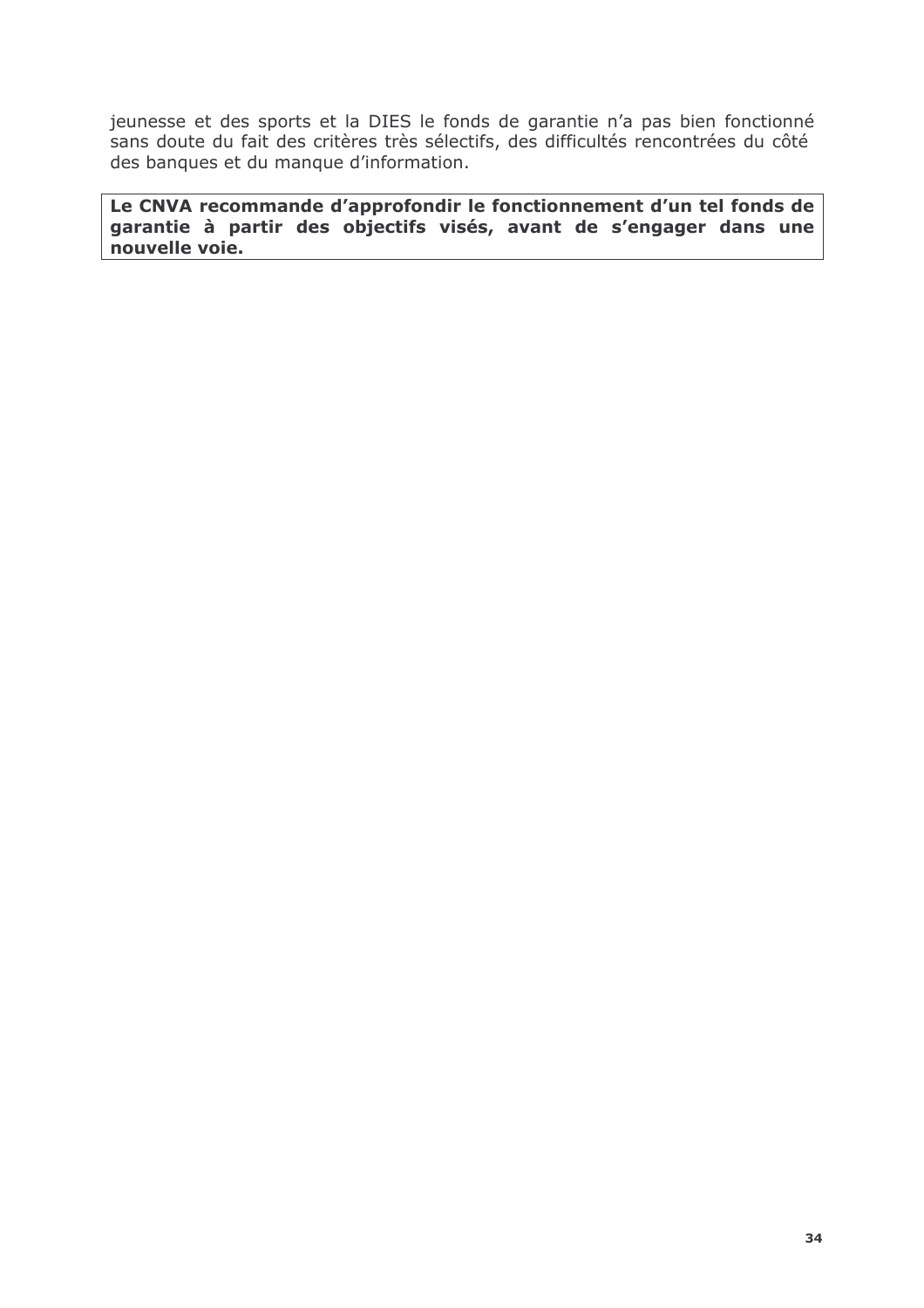jeunesse et des sports et la DIES le fonds de garantie n'a pas bien fonctionné sans doute du fait des critères très sélectifs, des difficultés rencontrées du côté des banques et du manque d'information.

**Le CNVA recommande d'approfondir le fonctionnement d'un tel fonds de garantie à partir des objectifs visés, avant de s'engager dans une nouvelle voie.**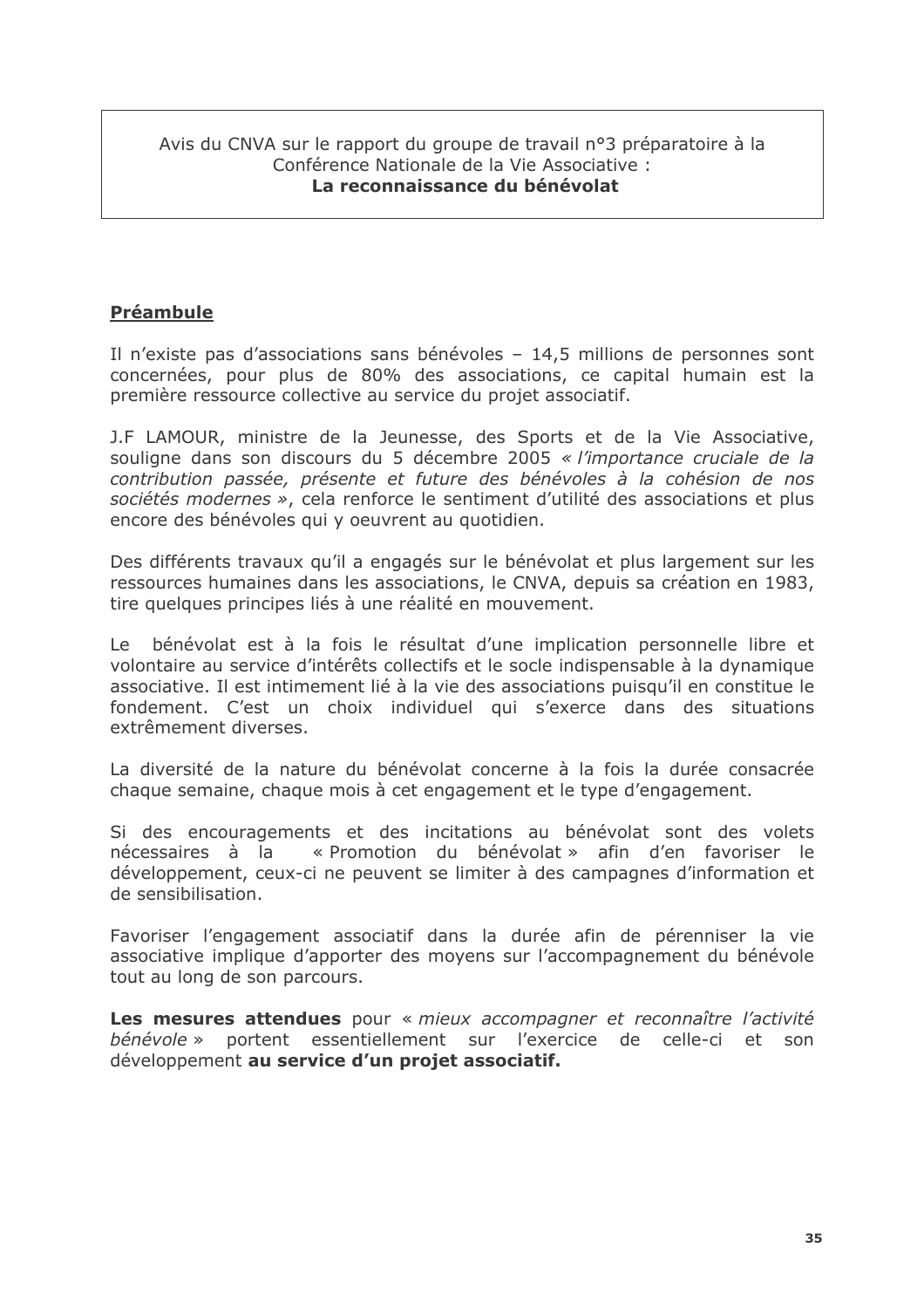Avis du CNVA sur le rapport du groupe de travail n°3 préparatoire à la Conférence Nationale de la Vie Associative :
**La reconnaissance du bénévolat**

## Préambule

Il n'existe pas d'associations sans bénévoles – 14,5 millions de personnes sont concernées, pour plus de 80% des associations, ce capital humain est la première ressource collective au service du projet associatif.

J.F LAMOUR, ministre de la Jeunesse, des Sports et de la Vie Associative, souligne dans son discours du 5 décembre 2005 *« l'importance cruciale de la contribution passée, présente et future des bénévoles à la cohésion de nos sociétés modernes »*, cela renforce le sentiment d'utilité des associations et plus encore des bénévoles qui y oeuvrent au quotidien.

Des différents travaux qu'il a engagés sur le bénévolat et plus largement sur les ressources humaines dans les associations, le CNVA, depuis sa création en 1983, tire quelques principes liés à une réalité en mouvement.

Le bénévolat est à la fois le résultat d'une implication personnelle libre et volontaire au service d'intérêts collectifs et le socle indispensable à la dynamique associative. Il est intimement lié à la vie des associations puisqu'il en constitue le fondement. C'est un choix individuel qui s'exerce dans des situations extrêmement diverses.

La diversité de la nature du bénévolat concerne à la fois la durée consacrée chaque semaine, chaque mois à cet engagement et le type d'engagement.

Si des encouragements et des incitations au bénévolat sont des volets nécessaires à la « Promotion du bénévolat » afin d'en favoriser le développement, ceux-ci ne peuvent se limiter à des campagnes d'information et de sensibilisation.

Favoriser l'engagement associatif dans la durée afin de pérenniser la vie associative implique d'apporter des moyens sur l'accompagnement du bénévole tout au long de son parcours.

**Les mesures attendues** pour « *mieux accompagner et reconnaître l'activité bénévole* » portent essentiellement sur l'exercice de celle-ci et son développement **au service d'un projet associatif.**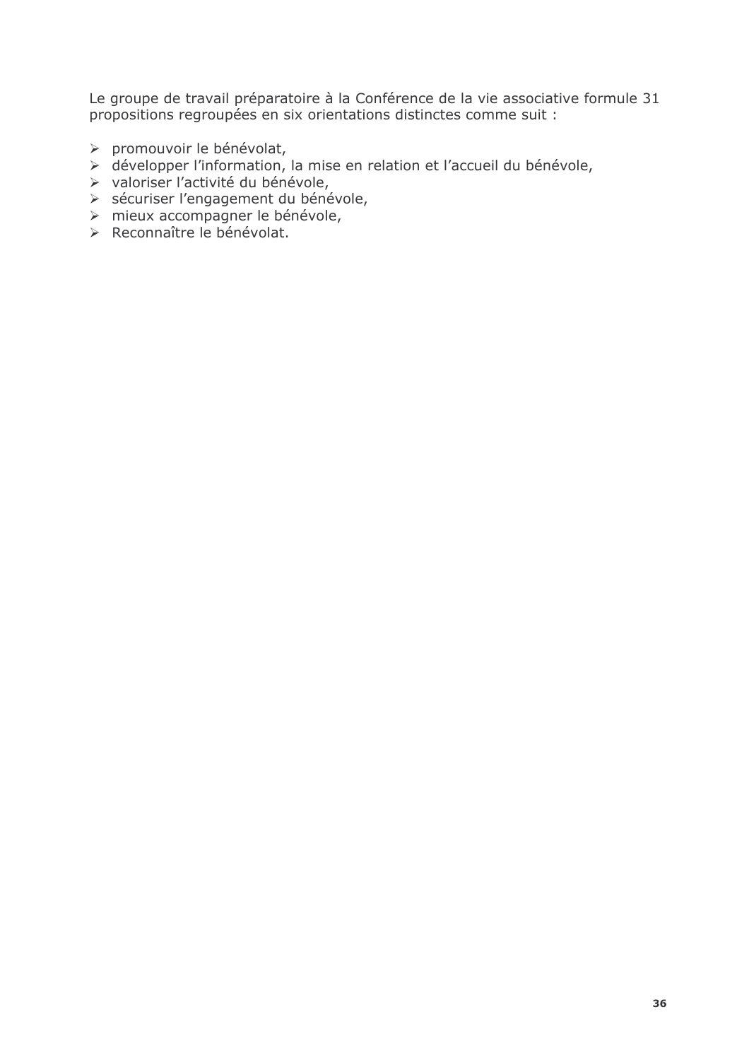Le groupe de travail préparatoire à la Conférence de la vie associative formule 31 propositions regroupées en six orientations distinctes comme suit :

- promouvoir le bénévolat,
- développer l'information, la mise en relation et l'accueil du bénévole,
- valoriser l'activité du bénévole,
- sécuriser l'engagement du bénévole,
- mieux accompagner le bénévole,
- Reconnaître le bénévolat.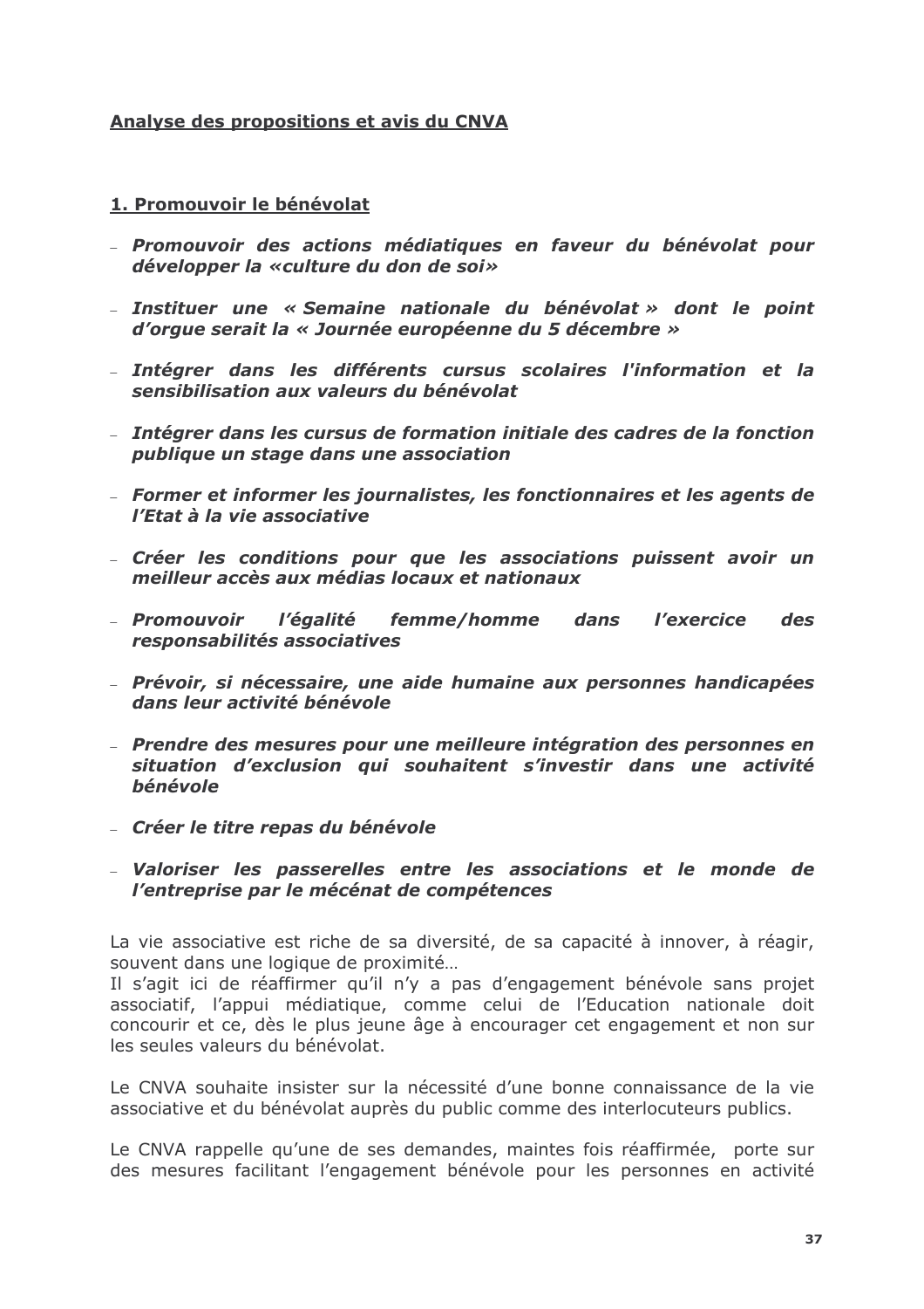**Analyse des propositions et avis du CNVA**

**1. Promouvoir le bénévolat**

- ***Promouvoir des actions médiatiques en faveur du bénévolat pour développer la «culture du don de soi»***
- ***Instituer une « Semaine nationale du bénévolat » dont le point d'orgue serait la « Journée européenne du 5 décembre »***
- ***Intégrer dans les différents cursus scolaires l'information et la sensibilisation aux valeurs du bénévolat***
- ***Intégrer dans les cursus de formation initiale des cadres de la fonction publique un stage dans une association***
- ***Former et informer les journalistes, les fonctionnaires et les agents de l'Etat à la vie associative***
- ***Créer les conditions pour que les associations puissent avoir un meilleur accès aux médias locaux et nationaux***
- ***Promouvoir l'égalité femme/homme dans l'exercice des responsabilités associatives***
- ***Prévoir, si nécessaire, une aide humaine aux personnes handicapées dans leur activité bénévole***
- ***Prendre des mesures pour une meilleure intégration des personnes en situation d'exclusion qui souhaitent s'investir dans une activité bénévole***
- ***Créer le titre repas du bénévole***
- ***Valoriser les passerelles entre les associations et le monde de l'entreprise par le mécénat de compétences***

La vie associative est riche de sa diversité, de sa capacité à innover, à réagir, souvent dans une logique de proximité…
Il s'agit ici de réaffirmer qu'il n'y a pas d'engagement bénévole sans projet associatif, l'appui médiatique, comme celui de l'Education nationale doit concourir et ce, dès le plus jeune âge à encourager cet engagement et non sur les seules valeurs du bénévolat.

Le CNVA souhaite insister sur la nécessité d'une bonne connaissance de la vie associative et du bénévolat auprès du public comme des interlocuteurs publics.

Le CNVA rappelle qu'une de ses demandes, maintes fois réaffirmée, porte sur des mesures facilitant l'engagement bénévole pour les personnes en activité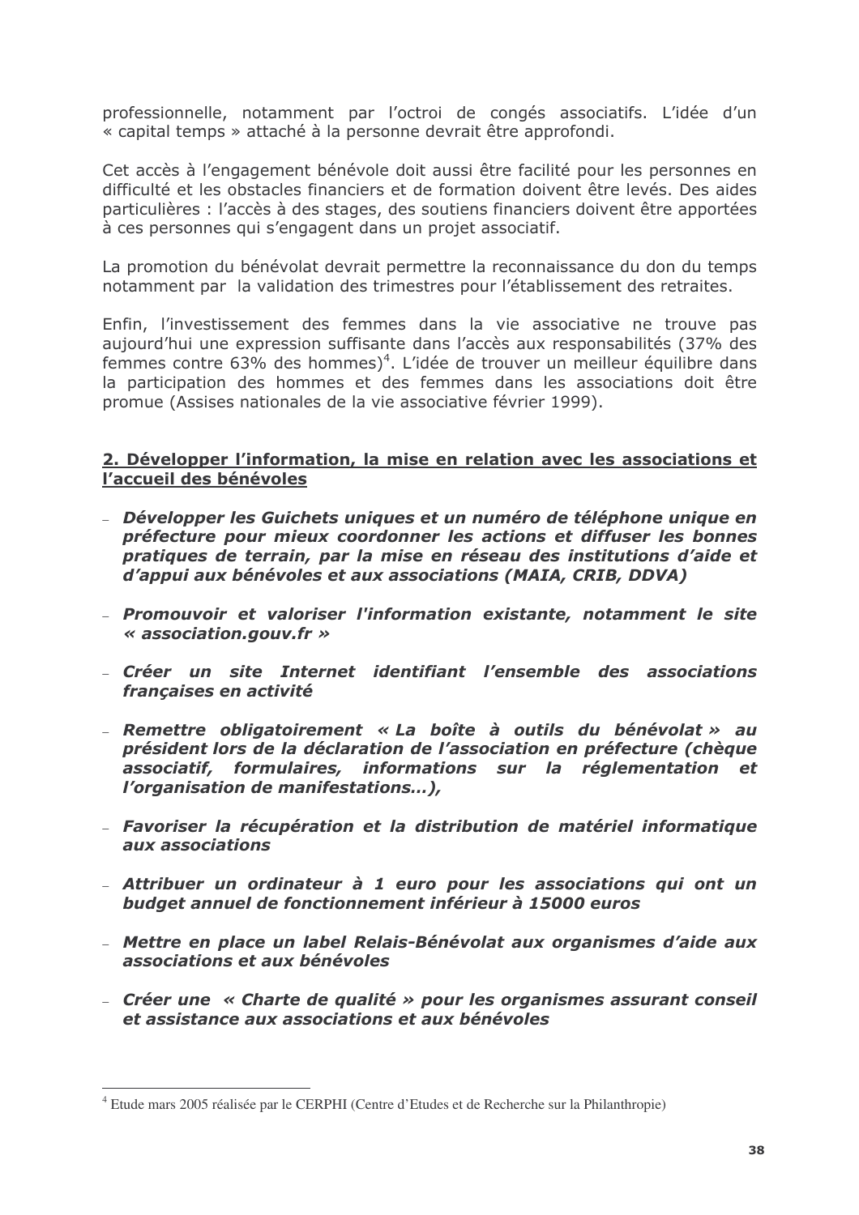professionnelle, notamment par l'octroi de congés associatifs. L'idée d'un « capital temps » attaché à la personne devrait être approfondi.

Cet accès à l'engagement bénévole doit aussi être facilité pour les personnes en difficulté et les obstacles financiers et de formation doivent être levés. Des aides particulières : l'accès à des stages, des soutiens financiers doivent être apportées à ces personnes qui s'engagent dans un projet associatif.

La promotion du bénévolat devrait permettre la reconnaissance du don du temps notamment par la validation des trimestres pour l'établissement des retraites.

Enfin, l'investissement des femmes dans la vie associative ne trouve pas aujourd'hui une expression suffisante dans l'accès aux responsabilités (37% des femmes contre 63% des hommes)[4]. L'idée de trouver un meilleur équilibre dans la participation des hommes et des femmes dans les associations doit être promue (Assises nationales de la vie associative février 1999).

## 2. Développer l'information, la mise en relation avec les associations et l'accueil des bénévoles

- ***Développer les Guichets uniques et un numéro de téléphone unique en préfecture pour mieux coordonner les actions et diffuser les bonnes pratiques de terrain, par la mise en réseau des institutions d'aide et d'appui aux bénévoles et aux associations (MAIA, CRIB, DDVA)***
- ***Promouvoir et valoriser l'information existante, notamment le site « association.gouv.fr »***
- ***Créer un site Internet identifiant l'ensemble des associations françaises en activité***
- ***Remettre obligatoirement « La boîte à outils du bénévolat » au président lors de la déclaration de l'association en préfecture (chèque associatif, formulaires, informations sur la réglementation et l'organisation de manifestations…),***
- ***Favoriser la récupération et la distribution de matériel informatique aux associations***
- ***Attribuer un ordinateur à 1 euro pour les associations qui ont un budget annuel de fonctionnement inférieur à 15000 euros***
- ***Mettre en place un label Relais-Bénévolat aux organismes d'aide aux associations et aux bénévoles***
- ***Créer une « Charte de qualité » pour les organismes assurant conseil et assistance aux associations et aux bénévoles***

---

[4] Etude mars 2005 réalisée par le CERPHI (Centre d'Etudes et de Recherche sur la Philanthropie)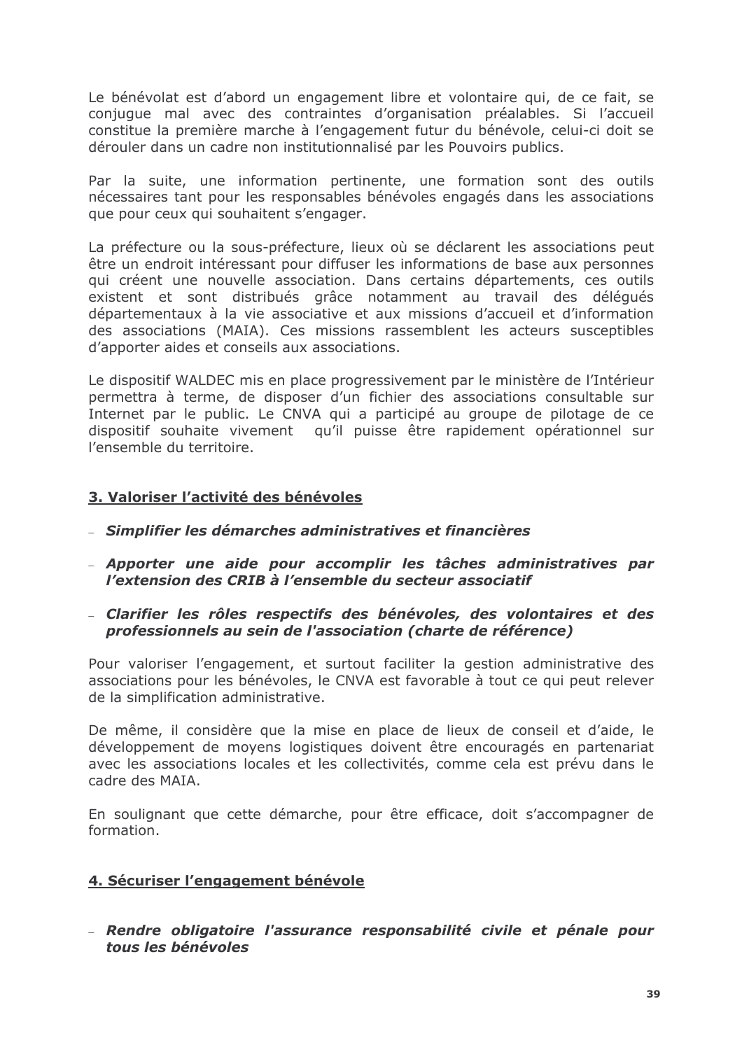Le bénévolat est d'abord un engagement libre et volontaire qui, de ce fait, se conjugue mal avec des contraintes d'organisation préalables. Si l'accueil constitue la première marche à l'engagement futur du bénévole, celui-ci doit se dérouler dans un cadre non institutionnalisé par les Pouvoirs publics.

Par la suite, une information pertinente, une formation sont des outils nécessaires tant pour les responsables bénévoles engagés dans les associations que pour ceux qui souhaitent s'engager.

La préfecture ou la sous-préfecture, lieux où se déclarent les associations peut être un endroit intéressant pour diffuser les informations de base aux personnes qui créent une nouvelle association. Dans certains départements, ces outils existent et sont distribués grâce notamment au travail des délégués départementaux à la vie associative et aux missions d'accueil et d'information des associations (MAIA). Ces missions rassemblent les acteurs susceptibles d'apporter aides et conseils aux associations.

Le dispositif WALDEC mis en place progressivement par le ministère de l'Intérieur permettra à terme, de disposer d'un fichier des associations consultable sur Internet par le public. Le CNVA qui a participé au groupe de pilotage de ce dispositif souhaite vivement qu'il puisse être rapidement opérationnel sur l'ensemble du territoire.

## 3. Valoriser l'activité des bénévoles

- ***Simplifier les démarches administratives et financières***
- ***Apporter une aide pour accomplir les tâches administratives par l'extension des CRIB à l'ensemble du secteur associatif***
- ***Clarifier les rôles respectifs des bénévoles, des volontaires et des professionnels au sein de l'association (charte de référence)***

Pour valoriser l'engagement, et surtout faciliter la gestion administrative des associations pour les bénévoles, le CNVA est favorable à tout ce qui peut relever de la simplification administrative.

De même, il considère que la mise en place de lieux de conseil et d'aide, le développement de moyens logistiques doivent être encouragés en partenariat avec les associations locales et les collectivités, comme cela est prévu dans le cadre des MAIA.

En soulignant que cette démarche, pour être efficace, doit s'accompagner de formation.

## 4. Sécuriser l'engagement bénévole

- ***Rendre obligatoire l'assurance responsabilité civile et pénale pour tous les bénévoles***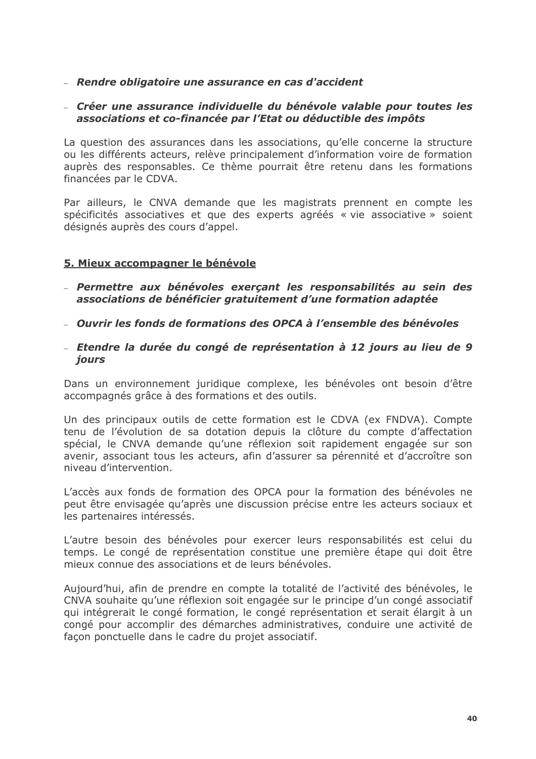- ***Rendre obligatoire une assurance en cas d'accident***

- ***Créer une assurance individuelle du bénévole valable pour toutes les associations et co-financée par l'Etat ou déductible des impôts***

La question des assurances dans les associations, qu'elle concerne la structure ou les différents acteurs, relève principalement d'information voire de formation auprès des responsables. Ce thème pourrait être retenu dans les formations financées par le CDVA.

Par ailleurs, le CNVA demande que les magistrats prennent en compte les spécificités associatives et que des experts agréés « vie associative » soient désignés auprès des cours d'appel.

## 5. Mieux accompagner le bénévole

- ***Permettre aux bénévoles exerçant les responsabilités au sein des associations de bénéficier gratuitement d'une formation adaptée***

- ***Ouvrir les fonds de formations des OPCA à l'ensemble des bénévoles***

- ***Etendre la durée du congé de représentation à 12 jours au lieu de 9 jours***

Dans un environnement juridique complexe, les bénévoles ont besoin d'être accompagnés grâce à des formations et des outils.

Un des principaux outils de cette formation est le CDVA (ex FNDVA). Compte tenu de l'évolution de sa dotation depuis la clôture du compte d'affectation spécial, le CNVA demande qu'une réflexion soit rapidement engagée sur son avenir, associant tous les acteurs, afin d'assurer sa pérennité et d'accroître son niveau d'intervention.

L'accès aux fonds de formation des OPCA pour la formation des bénévoles ne peut être envisagée qu'après une discussion précise entre les acteurs sociaux et les partenaires intéressés.

L'autre besoin des bénévoles pour exercer leurs responsabilités est celui du temps. Le congé de représentation constitue une première étape qui doit être mieux connue des associations et de leurs bénévoles.

Aujourd'hui, afin de prendre en compte la totalité de l'activité des bénévoles, le CNVA souhaite qu'une réflexion soit engagée sur le principe d'un congé associatif qui intégrerait le congé formation, le congé représentation et serait élargit à un congé pour accomplir des démarches administratives, conduire une activité de façon ponctuelle dans le cadre du projet associatif.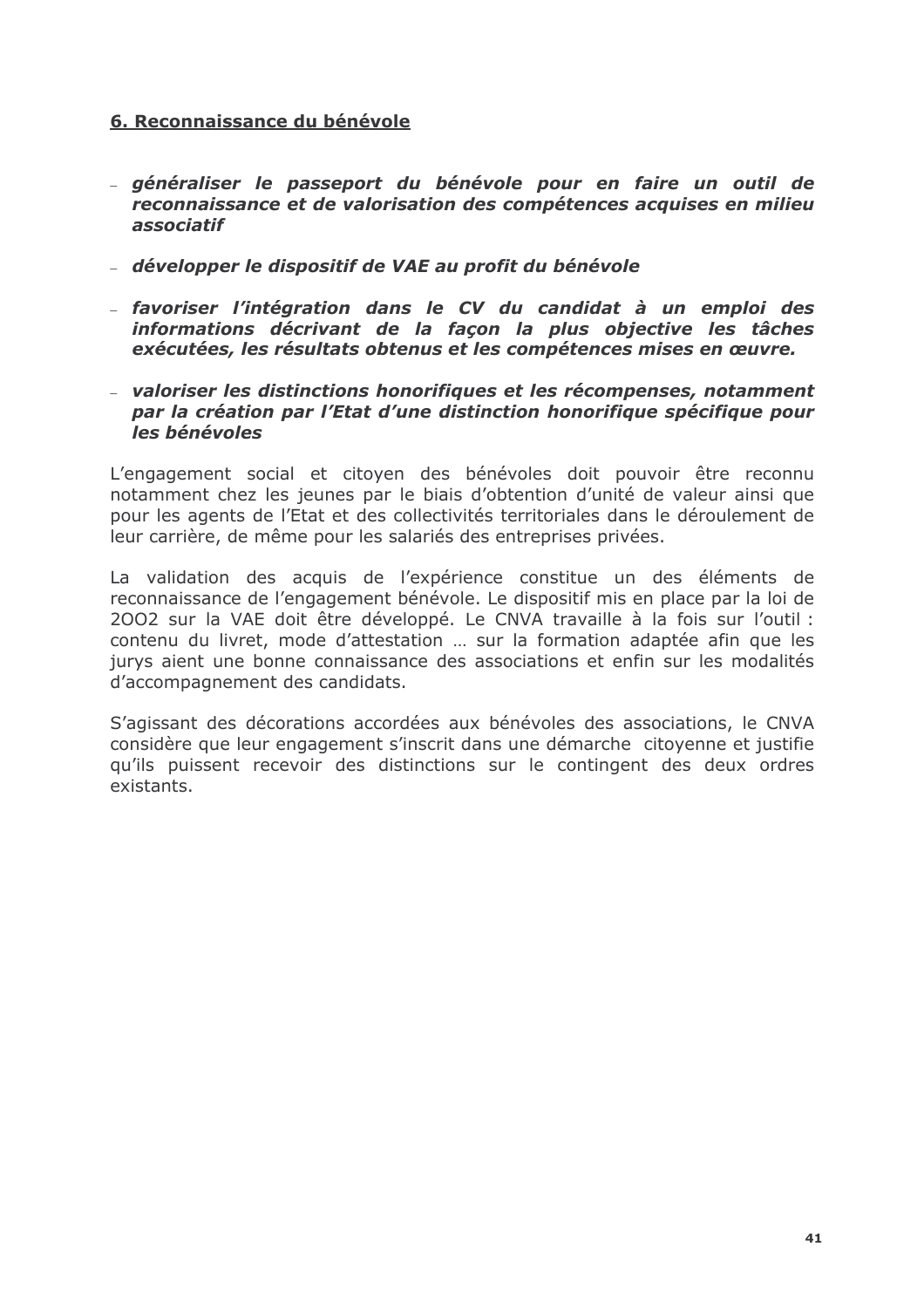## 6. Reconnaissance du bénévole

- ***généraliser le passeport du bénévole pour en faire un outil de reconnaissance et de valorisation des compétences acquises en milieu associatif***
- ***développer le dispositif de VAE au profit du bénévole***
- ***favoriser l'intégration dans le CV du candidat à un emploi des informations décrivant de la façon la plus objective les tâches exécutées, les résultats obtenus et les compétences mises en œuvre.***
- ***valoriser les distinctions honorifiques et les récompenses, notamment par la création par l'Etat d'une distinction honorifique spécifique pour les bénévoles***

L'engagement social et citoyen des bénévoles doit pouvoir être reconnu notamment chez les jeunes par le biais d'obtention d'unité de valeur ainsi que pour les agents de l'Etat et des collectivités territoriales dans le déroulement de leur carrière, de même pour les salariés des entreprises privées.

La validation des acquis de l'expérience constitue un des éléments de reconnaissance de l'engagement bénévole. Le dispositif mis en place par la loi de 2OO2 sur la VAE doit être développé. Le CNVA travaille à la fois sur l'outil : contenu du livret, mode d'attestation … sur la formation adaptée afin que les jurys aient une bonne connaissance des associations et enfin sur les modalités d'accompagnement des candidats.

S'agissant des décorations accordées aux bénévoles des associations, le CNVA considère que leur engagement s'inscrit dans une démarche citoyenne et justifie qu'ils puissent recevoir des distinctions sur le contingent des deux ordres existants.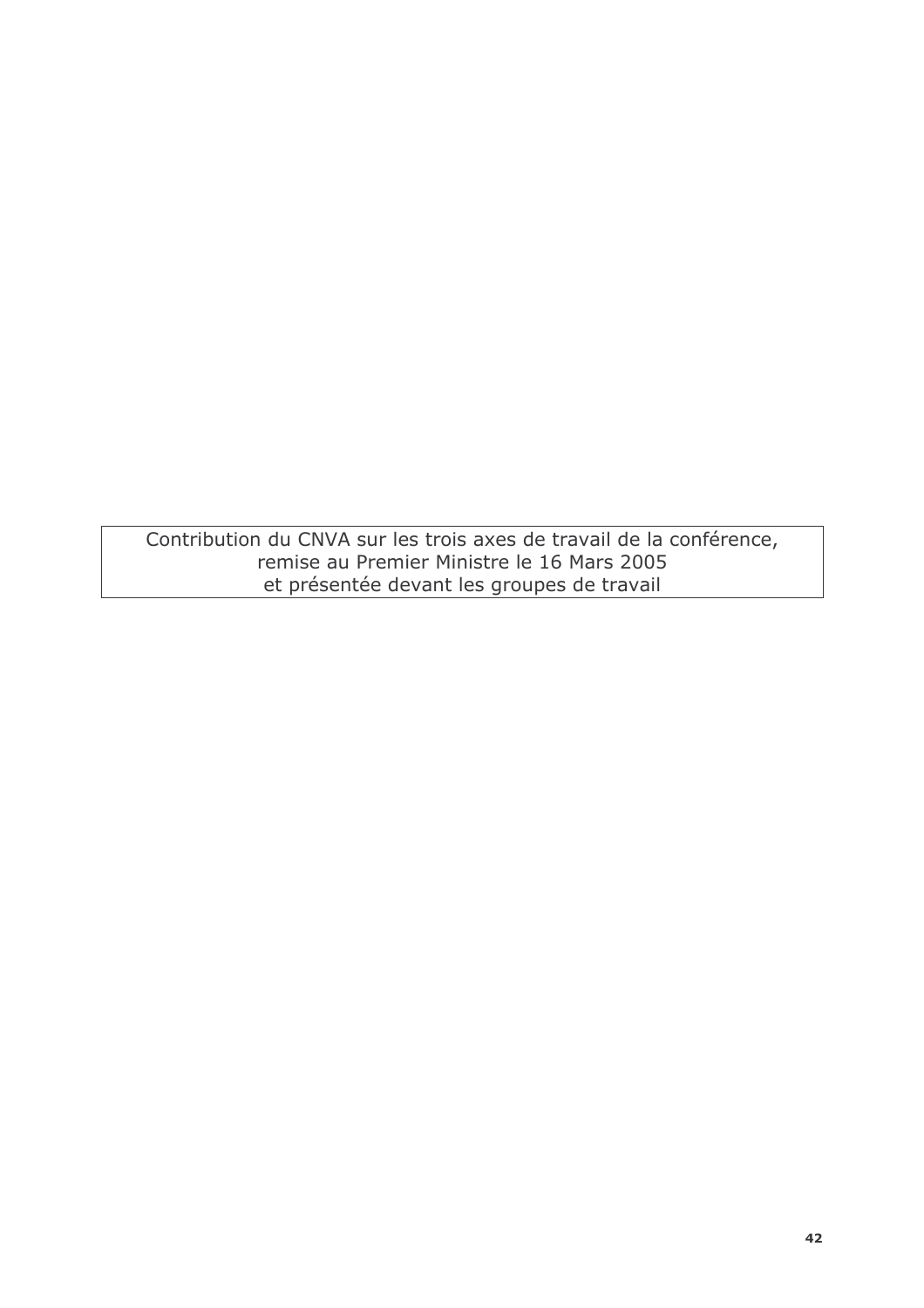Contribution du CNVA sur les trois axes de travail de la conférence,
remise au Premier Ministre le 16 Mars 2005
et présentée devant les groupes de travail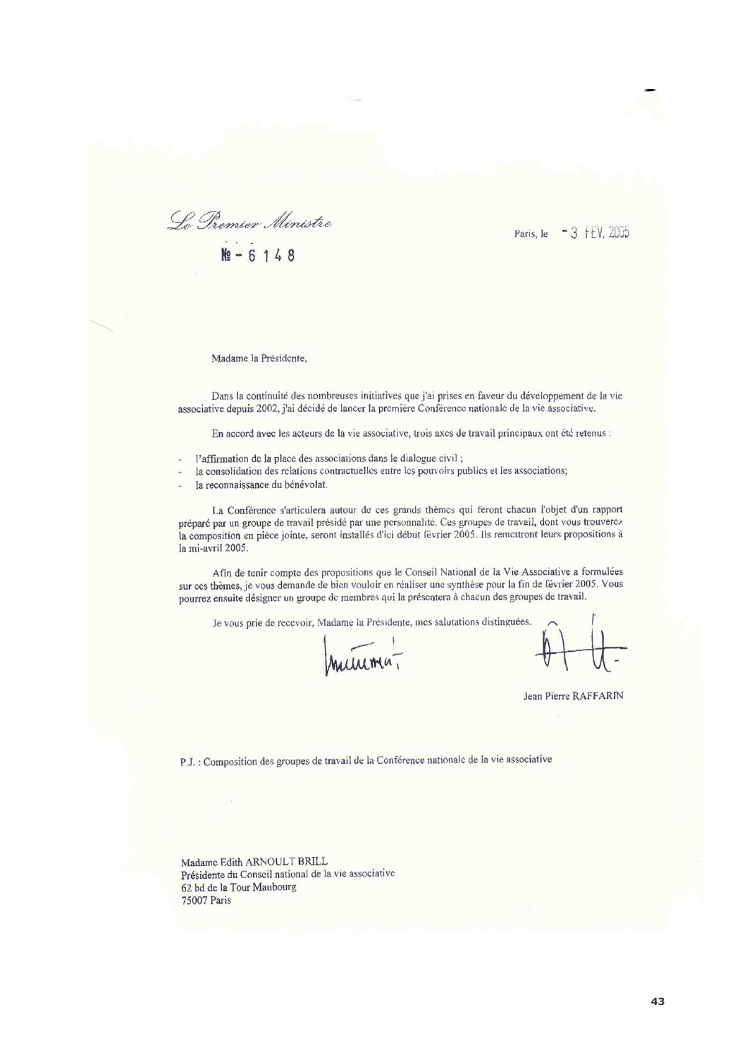*Le Premier Ministre*

№ - 6 1 4 8

Paris, le - 3 FEV. 2005

Madame la Présidente,

Dans la continuité des nombreuses initiatives que j'ai prises en faveur du développement de la vie associative depuis 2002, j'ai décidé de lancer la première Conférence nationale de la vie associative.

En accord avec les acteurs de la vie associative, trois axes de travail principaux ont été retenus :

- l'affirmation de la place des associations dans le dialogue civil ;
- la consolidation des relations contractuelles entre les pouvoirs publics et les associations;
- la reconnaissance du bénévolat.

La Conférence s'articulera autour de ces grands thèmes qui feront chacun l'objet d'un rapport préparé par un groupe de travail présidé par une personnalité. Ces groupes de travail, dont vous trouverez la composition en pièce jointe, seront installés d'ici début février 2005. Ils remettront leurs propositions à la mi-avril 2005.

Afin de tenir compte des propositions que le Conseil National de la Vie Associative a formulées sur ces thèmes, je vous demande de bien vouloir en réaliser une synthèse pour la fin de février 2005. Vous pourrez ensuite désigner un groupe de membres qui la présentera à chacun des groupes de travail.

Je vous prie de recevoir, Madame la Présidente, mes salutations distinguées.

Jean Pierre RAFFARIN

P.J. : Composition des groupes de travail de la Conférence nationale de la vie associative

Madame Edith ARNOULT BRILL
Présidente du Conseil national de la vie associative
62 bd de la Tour Maubourg
75007 Paris